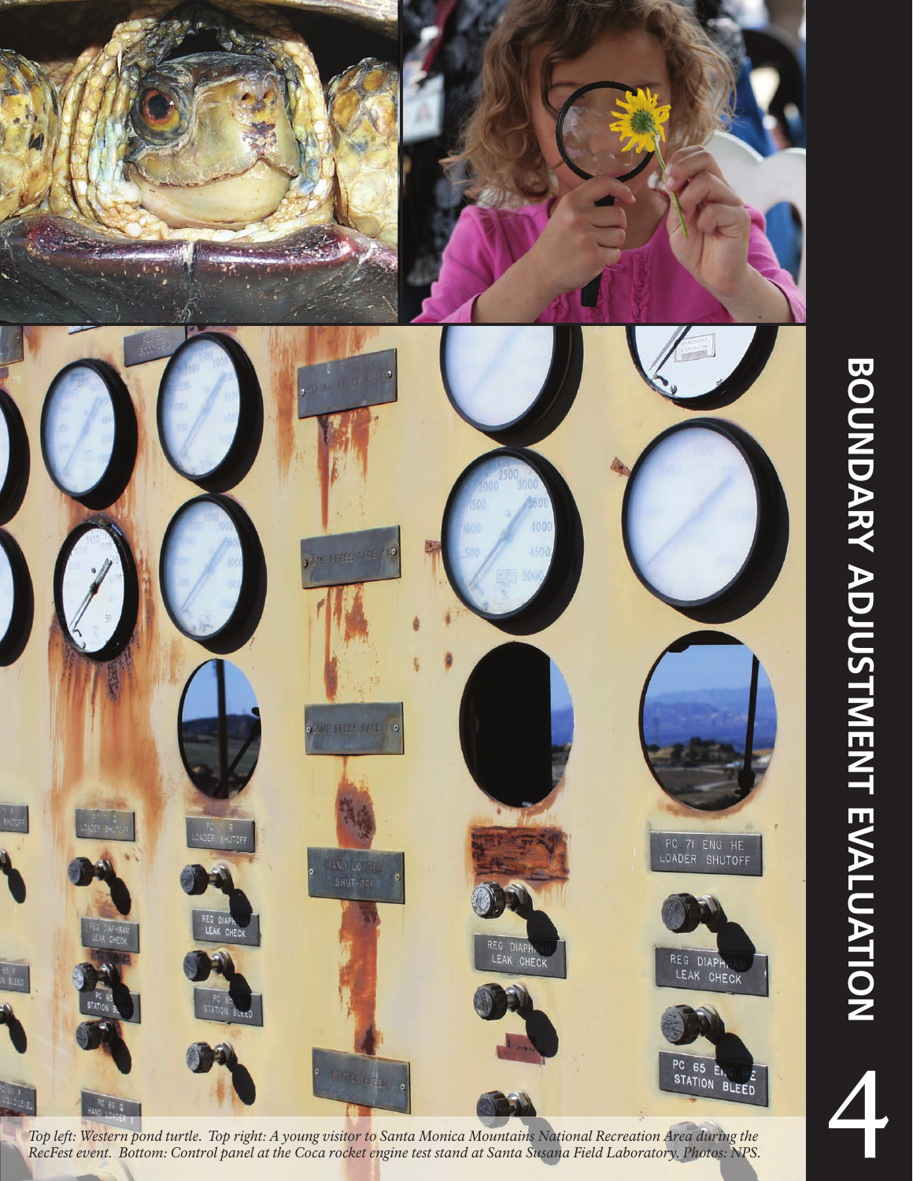# 4 BOUNDARY ADJUSTMENT EVALUATION

*Top left: Western pond turtle. Top right: A young visitor to Santa Monica Mountains National Recreation Area during the RecFest event. Bottom: Control panel at the Coca rocket engine test stand at Santa Susana Field Laboratory. Photos: NPS.*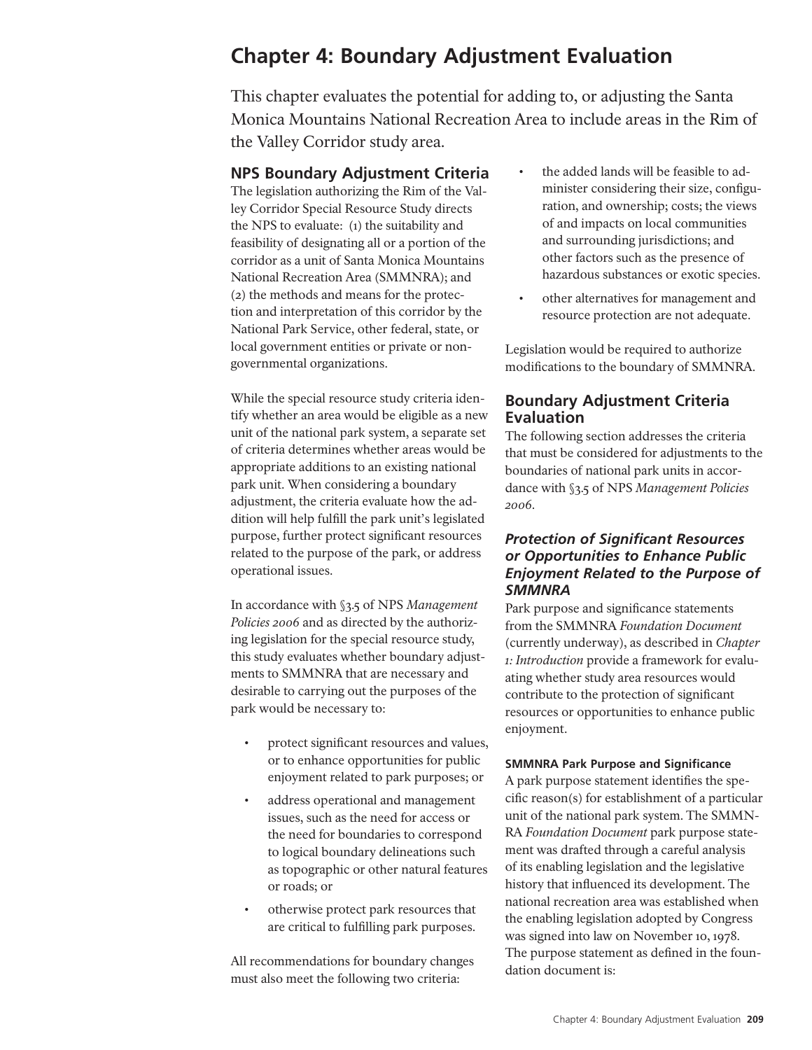# Chapter 4: Boundary Adjustment Evaluation

This chapter evaluates the potential for adding to, or adjusting the Santa Monica Mountains National Recreation Area to include areas in the Rim of the Valley Corridor study area.

## NPS Boundary Adjustment Criteria

The legislation authorizing the Rim of the Valley Corridor Special Resource Study directs the NPS to evaluate: (1) the suitability and feasibility of designating all or a portion of the corridor as a unit of Santa Monica Mountains National Recreation Area (SMMNRA); and (2) the methods and means for the protection and interpretation of this corridor by the National Park Service, other federal, state, or local government entities or private or non-governmental organizations.

While the special resource study criteria identify whether an area would be eligible as a new unit of the national park system, a separate set of criteria determines whether areas would be appropriate additions to an existing national park unit. When considering a boundary adjustment, the criteria evaluate how the addition will help fulfill the park unit's legislated purpose, further protect significant resources related to the purpose of the park, or address operational issues.

In accordance with §3.5 of NPS *Management Policies 2006* and as directed by the authorizing legislation for the special resource study, this study evaluates whether boundary adjustments to SMMNRA that are necessary and desirable to carrying out the purposes of the park would be necessary to:

- protect significant resources and values, or to enhance opportunities for public enjoyment related to park purposes; or
- address operational and management issues, such as the need for access or the need for boundaries to correspond to logical boundary delineations such as topographic or other natural features or roads; or
- otherwise protect park resources that are critical to fulfilling park purposes.

All recommendations for boundary changes must also meet the following two criteria:

- the added lands will be feasible to administer considering their size, configuration, and ownership; costs; the views of and impacts on local communities and surrounding jurisdictions; and other factors such as the presence of hazardous substances or exotic species.
- other alternatives for management and resource protection are not adequate.

Legislation would be required to authorize modifications to the boundary of SMMNRA.

## Boundary Adjustment Criteria Evaluation

The following section addresses the criteria that must be considered for adjustments to the boundaries of national park units in accordance with §3.5 of NPS *Management Policies 2006*.

### *Protection of Significant Resources or Opportunities to Enhance Public Enjoyment Related to the Purpose of SMMNRA*

Park purpose and significance statements from the SMMNRA *Foundation Document* (currently underway), as described in *Chapter 1: Introduction* provide a framework for evaluating whether study area resources would contribute to the protection of significant resources or opportunities to enhance public enjoyment.

#### SMMNRA Park Purpose and Significance

A park purpose statement identifies the specific reason(s) for establishment of a particular unit of the national park system. The SMMNRA *Foundation Document* park purpose statement was drafted through a careful analysis of its enabling legislation and the legislative history that influenced its development. The national recreation area was established when the enabling legislation adopted by Congress was signed into law on November 10, 1978. The purpose statement as defined in the foundation document is: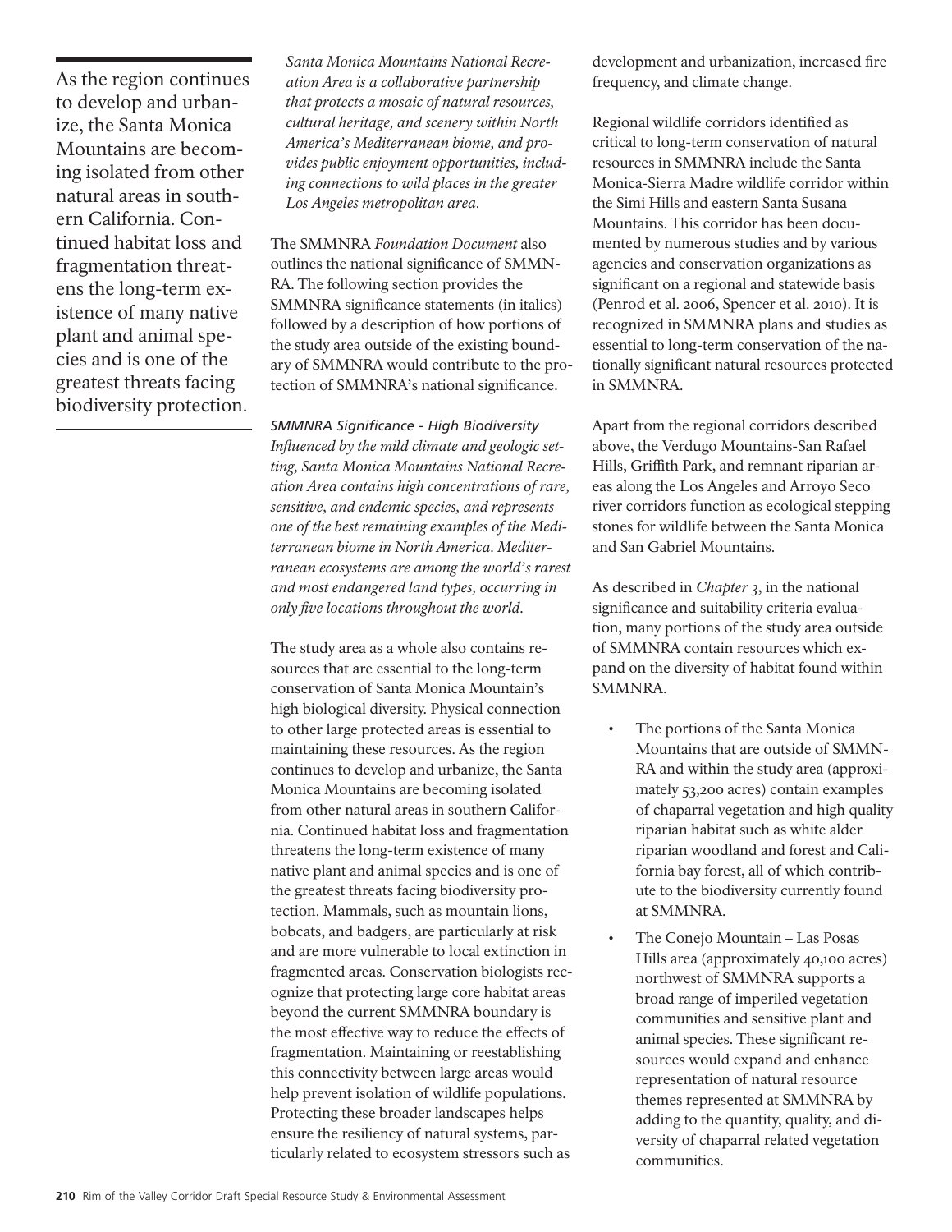> As the region continues to develop and urbanize, the Santa Monica Mountains are becoming isolated from other natural areas in southern California. Continued habitat loss and fragmentation threatens the long-term existence of many native plant and animal species and is one of the greatest threats facing biodiversity protection.

*Santa Monica Mountains National Recreation Area is a collaborative partnership that protects a mosaic of natural resources, cultural heritage, and scenery within North America's Mediterranean biome, and provides public enjoyment opportunities, including connections to wild places in the greater Los Angeles metropolitan area.*

The SMMNRA *Foundation Document* also outlines the national significance of SMMNRA. The following section provides the SMMNRA significance statements (in italics) followed by a description of how portions of the study area outside of the existing boundary of SMMNRA would contribute to the protection of SMMNRA's national significance.

*SMMNRA Significance - High Biodiversity*
*Influenced by the mild climate and geologic setting, Santa Monica Mountains National Recreation Area contains high concentrations of rare, sensitive, and endemic species, and represents one of the best remaining examples of the Mediterranean biome in North America. Mediterranean ecosystems are among the world's rarest and most endangered land types, occurring in only five locations throughout the world.*

The study area as a whole also contains resources that are essential to the long-term conservation of Santa Monica Mountain's high biological diversity. Physical connection to other large protected areas is essential to maintaining these resources. As the region continues to develop and urbanize, the Santa Monica Mountains are becoming isolated from other natural areas in southern California. Continued habitat loss and fragmentation threatens the long-term existence of many native plant and animal species and is one of the greatest threats facing biodiversity protection. Mammals, such as mountain lions, bobcats, and badgers, are particularly at risk and are more vulnerable to local extinction in fragmented areas. Conservation biologists recognize that protecting large core habitat areas beyond the current SMMNRA boundary is the most effective way to reduce the effects of fragmentation. Maintaining or reestablishing this connectivity between large areas would help prevent isolation of wildlife populations. Protecting these broader landscapes helps ensure the resiliency of natural systems, particularly related to ecosystem stressors such as development and urbanization, increased fire frequency, and climate change.

Regional wildlife corridors identified as critical to long-term conservation of natural resources in SMMNRA include the Santa Monica-Sierra Madre wildlife corridor within the Simi Hills and eastern Santa Susana Mountains. This corridor has been documented by numerous studies and by various agencies and conservation organizations as significant on a regional and statewide basis (Penrod et al. 2006, Spencer et al. 2010). It is recognized in SMMNRA plans and studies as essential to long-term conservation of the nationally significant natural resources protected in SMMNRA.

Apart from the regional corridors described above, the Verdugo Mountains-San Rafael Hills, Griffith Park, and remnant riparian areas along the Los Angeles and Arroyo Seco river corridors function as ecological stepping stones for wildlife between the Santa Monica and San Gabriel Mountains.

As described in *Chapter 3*, in the national significance and suitability criteria evaluation, many portions of the study area outside of SMMNRA contain resources which expand on the diversity of habitat found within SMMNRA.

- The portions of the Santa Monica Mountains that are outside of SMMNRA and within the study area (approximately 53,200 acres) contain examples of chaparral vegetation and high quality riparian habitat such as white alder riparian woodland and forest and California bay forest, all of which contribute to the biodiversity currently found at SMMNRA.
- The Conejo Mountain – Las Posas Hills area (approximately 40,100 acres) northwest of SMMNRA supports a broad range of imperiled vegetation communities and sensitive plant and animal species. These significant resources would expand and enhance representation of natural resource themes represented at SMMNRA by adding to the quantity, quality, and diversity of chaparral related vegetation communities.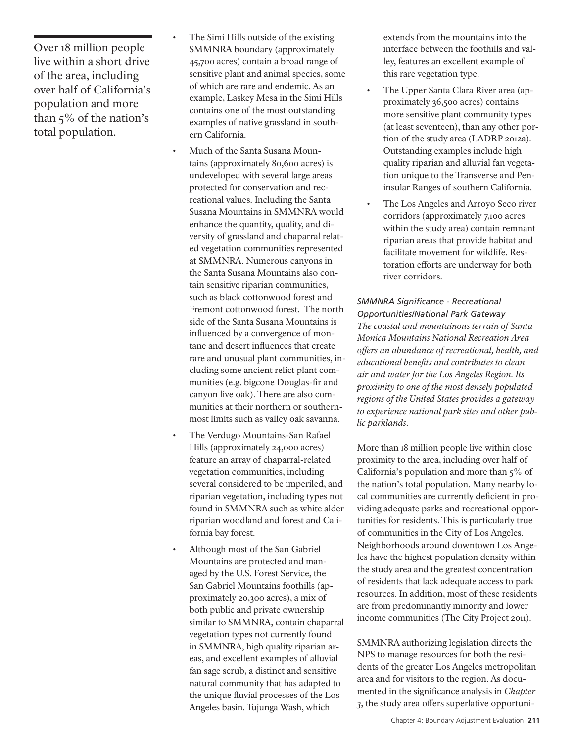Over 18 million people live within a short drive of the area, including over half of California's population and more than 5% of the nation's total population.

- The Simi Hills outside of the existing SMMNRA boundary (approximately 45,700 acres) contain a broad range of sensitive plant and animal species, some of which are rare and endemic. As an example, Laskey Mesa in the Simi Hills contains one of the most outstanding examples of native grassland in southern California.
- Much of the Santa Susana Mountains (approximately 80,600 acres) is undeveloped with several large areas protected for conservation and recreational values. Including the Santa Susana Mountains in SMMNRA would enhance the quantity, quality, and diversity of grassland and chaparral related vegetation communities represented at SMMNRA. Numerous canyons in the Santa Susana Mountains also contain sensitive riparian communities, such as black cottonwood forest and Fremont cottonwood forest. The north side of the Santa Susana Mountains is influenced by a convergence of montane and desert influences that create rare and unusual plant communities, including some ancient relict plant communities (e.g. bigcone Douglas-fir and canyon live oak). There are also communities at their northern or southernmost limits such as valley oak savanna.
- The Verdugo Mountains-San Rafael Hills (approximately 24,000 acres) feature an array of chaparral-related vegetation communities, including several considered to be imperiled, and riparian vegetation, including types not found in SMMNRA such as white alder riparian woodland and forest and California bay forest.
- Although most of the San Gabriel Mountains are protected and managed by the U.S. Forest Service, the San Gabriel Mountains foothills (approximately 20,300 acres), a mix of both public and private ownership similar to SMMNRA, contain chaparral vegetation types not currently found in SMMNRA, high quality riparian areas, and excellent examples of alluvial fan sage scrub, a distinct and sensitive natural community that has adapted to the unique fluvial processes of the Los Angeles basin. Tujunga Wash, which extends from the mountains into the interface between the foothills and valley, features an excellent example of this rare vegetation type.
- The Upper Santa Clara River area (approximately 36,500 acres) contains more sensitive plant community types (at least seventeen), than any other portion of the study area (LADRP 2012a). Outstanding examples include high quality riparian and alluvial fan vegetation unique to the Transverse and Peninsular Ranges of southern California.
- The Los Angeles and Arroyo Seco river corridors (approximately 7,100 acres within the study area) contain remnant riparian areas that provide habitat and facilitate movement for wildlife. Restoration efforts are underway for both river corridors.

*SMMNRA Significance - Recreational Opportunities/National Park Gateway*

*The coastal and mountainous terrain of Santa Monica Mountains National Recreation Area offers an abundance of recreational, health, and educational benefits and contributes to clean air and water for the Los Angeles Region. Its proximity to one of the most densely populated regions of the United States provides a gateway to experience national park sites and other public parklands.*

More than 18 million people live within close proximity to the area, including over half of California's population and more than 5% of the nation's total population. Many nearby local communities are currently deficient in providing adequate parks and recreational opportunities for residents. This is particularly true of communities in the City of Los Angeles. Neighborhoods around downtown Los Angeles have the highest population density within the study area and the greatest concentration of residents that lack adequate access to park resources. In addition, most of these residents are from predominantly minority and lower income communities (The City Project 2011).

SMMNRA authorizing legislation directs the NPS to manage resources for both the residents of the greater Los Angeles metropolitan area and for visitors to the region. As documented in the significance analysis in *Chapter 3*, the study area offers superlative opportuni-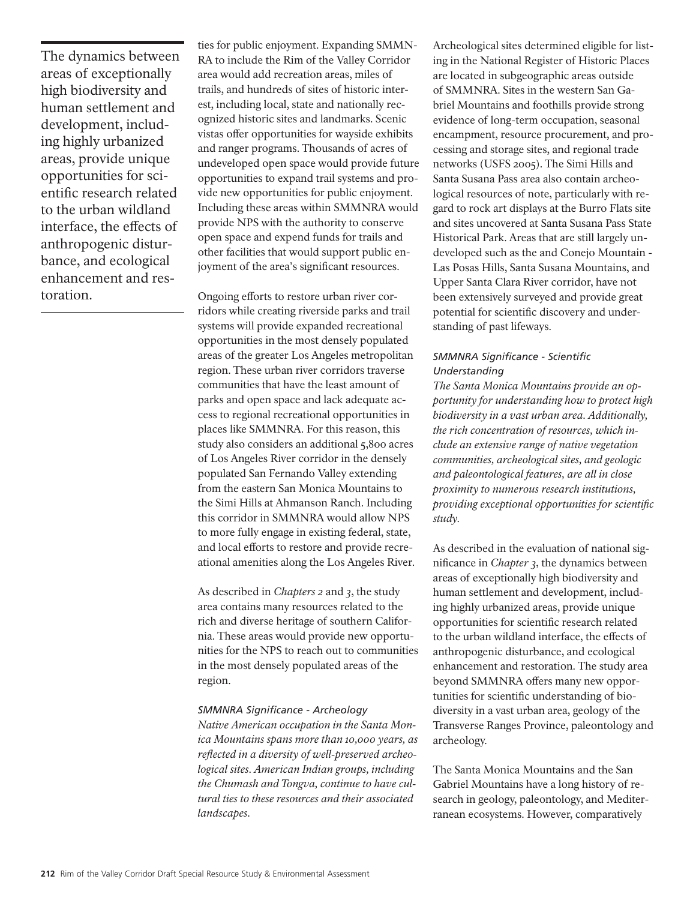> The dynamics between areas of exceptionally high biodiversity and human settlement and development, including highly urbanized areas, provide unique opportunities for scientific research related to the urban wildland interface, the effects of anthropogenic disturbance, and ecological enhancement and restoration.

ties for public enjoyment. Expanding SMMNRA to include the Rim of the Valley Corridor area would add recreation areas, miles of trails, and hundreds of sites of historic interest, including local, state and nationally recognized historic sites and landmarks. Scenic vistas offer opportunities for wayside exhibits and ranger programs. Thousands of acres of undeveloped open space would provide future opportunities to expand trail systems and provide new opportunities for public enjoyment. Including these areas within SMMNRA would provide NPS with the authority to conserve open space and expend funds for trails and other facilities that would support public enjoyment of the area's significant resources.

Ongoing efforts to restore urban river corridors while creating riverside parks and trail systems will provide expanded recreational opportunities in the most densely populated areas of the greater Los Angeles metropolitan region. These urban river corridors traverse communities that have the least amount of parks and open space and lack adequate access to regional recreational opportunities in places like SMMNRA. For this reason, this study also considers an additional 5,800 acres of Los Angeles River corridor in the densely populated San Fernando Valley extending from the eastern San Monica Mountains to the Simi Hills at Ahmanson Ranch. Including this corridor in SMMNRA would allow NPS to more fully engage in existing federal, state, and local efforts to restore and provide recreational amenities along the Los Angeles River.

As described in *Chapters 2* and *3*, the study area contains many resources related to the rich and diverse heritage of southern California. These areas would provide new opportunities for the NPS to reach out to communities in the most densely populated areas of the region.

*SMMNRA Significance - Archeology*
*Native American occupation in the Santa Monica Mountains spans more than 10,000 years, as reflected in a diversity of well-preserved archeological sites. American Indian groups, including the Chumash and Tongva, continue to have cultural ties to these resources and their associated landscapes.*

Archeological sites determined eligible for listing in the National Register of Historic Places are located in subgeographic areas outside of SMMNRA. Sites in the western San Gabriel Mountains and foothills provide strong evidence of long-term occupation, seasonal encampment, resource procurement, and processing and storage sites, and regional trade networks (USFS 2005). The Simi Hills and Santa Susana Pass area also contain archeological resources of note, particularly with regard to rock art displays at the Burro Flats site and sites uncovered at Santa Susana Pass State Historical Park. Areas that are still largely undeveloped such as the and Conejo Mountain - Las Posas Hills, Santa Susana Mountains, and Upper Santa Clara River corridor, have not been extensively surveyed and provide great potential for scientific discovery and understanding of past lifeways.

*SMMNRA Significance - Scientific Understanding*
*The Santa Monica Mountains provide an opportunity for understanding how to protect high biodiversity in a vast urban area. Additionally, the rich concentration of resources, which include an extensive range of native vegetation communities, archeological sites, and geologic and paleontological features, are all in close proximity to numerous research institutions, providing exceptional opportunities for scientific study.*

As described in the evaluation of national significance in *Chapter 3*, the dynamics between areas of exceptionally high biodiversity and human settlement and development, including highly urbanized areas, provide unique opportunities for scientific research related to the urban wildland interface, the effects of anthropogenic disturbance, and ecological enhancement and restoration. The study area beyond SMMNRA offers many new opportunities for scientific understanding of biodiversity in a vast urban area, geology of the Transverse Ranges Province, paleontology and archeology.

The Santa Monica Mountains and the San Gabriel Mountains have a long history of research in geology, paleontology, and Mediterranean ecosystems. However, comparatively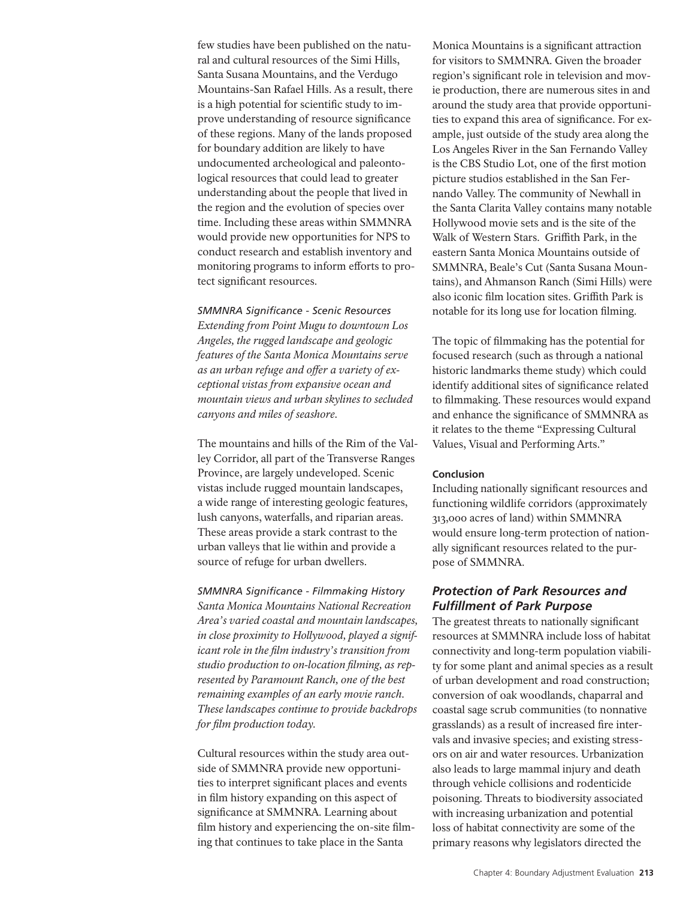few studies have been published on the natural and cultural resources of the Simi Hills, Santa Susana Mountains, and the Verdugo Mountains-San Rafael Hills. As a result, there is a high potential for scientific study to improve understanding of resource significance of these regions. Many of the lands proposed for boundary addition are likely to have undocumented archeological and paleontological resources that could lead to greater understanding about the people that lived in the region and the evolution of species over time. Including these areas within SMMNRA would provide new opportunities for NPS to conduct research and establish inventory and monitoring programs to inform efforts to protect significant resources.

*SMMNRA Significance - Scenic Resources*
*Extending from Point Mugu to downtown Los Angeles, the rugged landscape and geologic features of the Santa Monica Mountains serve as an urban refuge and offer a variety of exceptional vistas from expansive ocean and mountain views and urban skylines to secluded canyons and miles of seashore.*

The mountains and hills of the Rim of the Valley Corridor, all part of the Transverse Ranges Province, are largely undeveloped. Scenic vistas include rugged mountain landscapes, a wide range of interesting geologic features, lush canyons, waterfalls, and riparian areas. These areas provide a stark contrast to the urban valleys that lie within and provide a source of refuge for urban dwellers.

*SMMNRA Significance - Filmmaking History*
*Santa Monica Mountains National Recreation Area's varied coastal and mountain landscapes, in close proximity to Hollywood, played a significant role in the film industry's transition from studio production to on-location filming, as represented by Paramount Ranch, one of the best remaining examples of an early movie ranch. These landscapes continue to provide backdrops for film production today.*

Cultural resources within the study area outside of SMMNRA provide new opportunities to interpret significant places and events in film history expanding on this aspect of significance at SMMNRA. Learning about film history and experiencing the on-site filming that continues to take place in the Santa Monica Mountains is a significant attraction for visitors to SMMNRA. Given the broader region's significant role in television and movie production, there are numerous sites in and around the study area that provide opportunities to expand this area of significance. For example, just outside of the study area along the Los Angeles River in the San Fernando Valley is the CBS Studio Lot, one of the first motion picture studios established in the San Fernando Valley. The community of Newhall in the Santa Clarita Valley contains many notable Hollywood movie sets and is the site of the Walk of Western Stars. Griffith Park, in the eastern Santa Monica Mountains outside of SMMNRA, Beale's Cut (Santa Susana Mountains), and Ahmanson Ranch (Simi Hills) were also iconic film location sites. Griffith Park is notable for its long use for location filming.

The topic of filmmaking has the potential for focused research (such as through a national historic landmarks theme study) which could identify additional sites of significance related to filmmaking. These resources would expand and enhance the significance of SMMNRA as it relates to the theme "Expressing Cultural Values, Visual and Performing Arts."

**Conclusion**
Including nationally significant resources and functioning wildlife corridors (approximately 313,000 acres of land) within SMMNRA would ensure long-term protection of nationally significant resources related to the purpose of SMMNRA.

### *Protection of Park Resources and Fulfillment of Park Purpose*

The greatest threats to nationally significant resources at SMMNRA include loss of habitat connectivity and long-term population viability for some plant and animal species as a result of urban development and road construction; conversion of oak woodlands, chaparral and coastal sage scrub communities (to nonnative grasslands) as a result of increased fire intervals and invasive species; and existing stressors on air and water resources. Urbanization also leads to large mammal injury and death through vehicle collisions and rodenticide poisoning. Threats to biodiversity associated with increasing urbanization and potential loss of habitat connectivity are some of the primary reasons why legislators directed the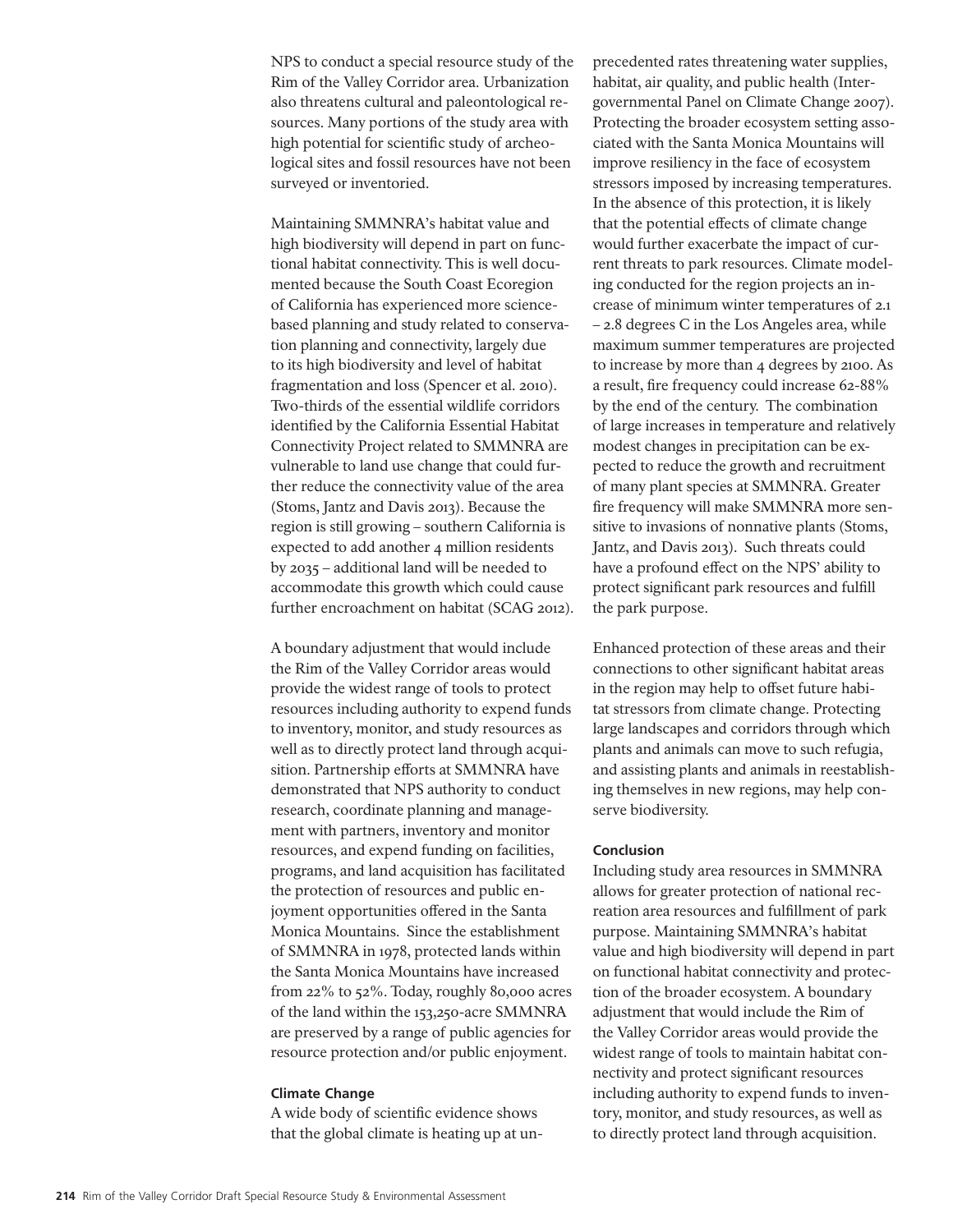NPS to conduct a special resource study of the Rim of the Valley Corridor area. Urbanization also threatens cultural and paleontological resources. Many portions of the study area with high potential for scientific study of archeological sites and fossil resources have not been surveyed or inventoried.

Maintaining SMMNRA's habitat value and high biodiversity will depend in part on functional habitat connectivity. This is well documented because the South Coast Ecoregion of California has experienced more science-based planning and study related to conservation planning and connectivity, largely due to its high biodiversity and level of habitat fragmentation and loss (Spencer et al. 2010). Two-thirds of the essential wildlife corridors identified by the California Essential Habitat Connectivity Project related to SMMNRA are vulnerable to land use change that could further reduce the connectivity value of the area (Stoms, Jantz and Davis 2013). Because the region is still growing – southern California is expected to add another 4 million residents by 2035 – additional land will be needed to accommodate this growth which could cause further encroachment on habitat (SCAG 2012).

A boundary adjustment that would include the Rim of the Valley Corridor areas would provide the widest range of tools to protect resources including authority to expend funds to inventory, monitor, and study resources as well as to directly protect land through acquisition. Partnership efforts at SMMNRA have demonstrated that NPS authority to conduct research, coordinate planning and management with partners, inventory and monitor resources, and expend funding on facilities, programs, and land acquisition has facilitated the protection of resources and public enjoyment opportunities offered in the Santa Monica Mountains. Since the establishment of SMMNRA in 1978, protected lands within the Santa Monica Mountains have increased from 22% to 52%. Today, roughly 80,000 acres of the land within the 153,250-acre SMMNRA are preserved by a range of public agencies for resource protection and/or public enjoyment.

#### Climate Change

A wide body of scientific evidence shows that the global climate is heating up at unprecedented rates threatening water supplies, habitat, air quality, and public health (Intergovernmental Panel on Climate Change 2007). Protecting the broader ecosystem setting associated with the Santa Monica Mountains will improve resiliency in the face of ecosystem stressors imposed by increasing temperatures. In the absence of this protection, it is likely that the potential effects of climate change would further exacerbate the impact of current threats to park resources. Climate modeling conducted for the region projects an increase of minimum winter temperatures of 2.1 – 2.8 degrees C in the Los Angeles area, while maximum summer temperatures are projected to increase by more than 4 degrees by 2100. As a result, fire frequency could increase 62-88% by the end of the century. The combination of large increases in temperature and relatively modest changes in precipitation can be expected to reduce the growth and recruitment of many plant species at SMMNRA. Greater fire frequency will make SMMNRA more sensitive to invasions of nonnative plants (Stoms, Jantz, and Davis 2013). Such threats could have a profound effect on the NPS' ability to protect significant park resources and fulfill the park purpose.

Enhanced protection of these areas and their connections to other significant habitat areas in the region may help to offset future habitat stressors from climate change. Protecting large landscapes and corridors through which plants and animals can move to such refugia, and assisting plants and animals in reestablishing themselves in new regions, may help conserve biodiversity.

#### Conclusion

Including study area resources in SMMNRA allows for greater protection of national recreation area resources and fulfillment of park purpose. Maintaining SMMNRA's habitat value and high biodiversity will depend in part on functional habitat connectivity and protection of the broader ecosystem. A boundary adjustment that would include the Rim of the Valley Corridor areas would provide the widest range of tools to maintain habitat connectivity and protect significant resources including authority to expend funds to inventory, monitor, and study resources, as well as to directly protect land through acquisition.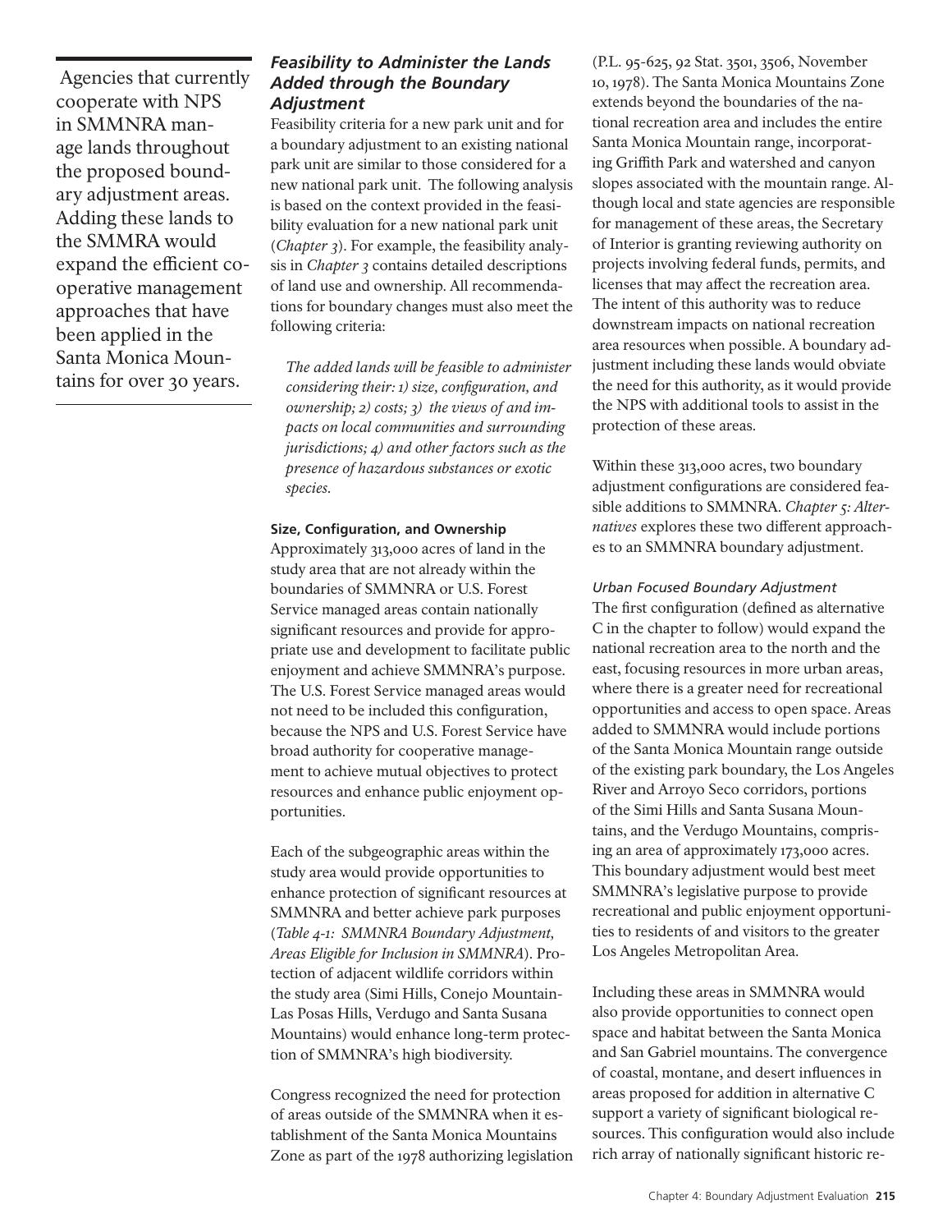Agencies that currently cooperate with NPS in SMMNRA manage lands throughout the proposed boundary adjustment areas. Adding these lands to the SMMRA would expand the efficient cooperative management approaches that have been applied in the Santa Monica Mountains for over 30 years.

### *Feasibility to Administer the Lands Added through the Boundary Adjustment*

Feasibility criteria for a new park unit and for a boundary adjustment to an existing national park unit are similar to those considered for a new national park unit. The following analysis is based on the context provided in the feasibility evaluation for a new national park unit (*Chapter 3*). For example, the feasibility analysis in *Chapter 3* contains detailed descriptions of land use and ownership. All recommendations for boundary changes must also meet the following criteria:

> *The added lands will be feasible to administer considering their: 1) size, configuration, and ownership; 2) costs; 3) the views of and impacts on local communities and surrounding jurisdictions; 4) and other factors such as the presence of hazardous substances or exotic species.*

**Size, Configuration, and Ownership**

Approximately 313,000 acres of land in the study area that are not already within the boundaries of SMMNRA or U.S. Forest Service managed areas contain nationally significant resources and provide for appropriate use and development to facilitate public enjoyment and achieve SMMNRA's purpose. The U.S. Forest Service managed areas would not need to be included this configuration, because the NPS and U.S. Forest Service have broad authority for cooperative management to achieve mutual objectives to protect resources and enhance public enjoyment opportunities.

Each of the subgeographic areas within the study area would provide opportunities to enhance protection of significant resources at SMMNRA and better achieve park purposes (*Table 4-1: SMMNRA Boundary Adjustment, Areas Eligible for Inclusion in SMMNRA*). Protection of adjacent wildlife corridors within the study area (Simi Hills, Conejo Mountain-Las Posas Hills, Verdugo and Santa Susana Mountains) would enhance long-term protection of SMMNRA's high biodiversity.

Congress recognized the need for protection of areas outside of the SMMNRA when it establishment of the Santa Monica Mountains Zone as part of the 1978 authorizing legislation (P.L. 95-625, 92 Stat. 3501, 3506, November 10, 1978). The Santa Monica Mountains Zone extends beyond the boundaries of the national recreation area and includes the entire Santa Monica Mountain range, incorporating Griffith Park and watershed and canyon slopes associated with the mountain range. Although local and state agencies are responsible for management of these areas, the Secretary of Interior is granting reviewing authority on projects involving federal funds, permits, and licenses that may affect the recreation area. The intent of this authority was to reduce downstream impacts on national recreation area resources when possible. A boundary adjustment including these lands would obviate the need for this authority, as it would provide the NPS with additional tools to assist in the protection of these areas.

Within these 313,000 acres, two boundary adjustment configurations are considered feasible additions to SMMNRA. *Chapter 5: Alternatives* explores these two different approaches to an SMMNRA boundary adjustment.

*Urban Focused Boundary Adjustment*

The first configuration (defined as alternative C in the chapter to follow) would expand the national recreation area to the north and the east, focusing resources in more urban areas, where there is a greater need for recreational opportunities and access to open space. Areas added to SMMNRA would include portions of the Santa Monica Mountain range outside of the existing park boundary, the Los Angeles River and Arroyo Seco corridors, portions of the Simi Hills and Santa Susana Mountains, and the Verdugo Mountains, comprising an area of approximately 173,000 acres. This boundary adjustment would best meet SMMNRA's legislative purpose to provide recreational and public enjoyment opportunities to residents of and visitors to the greater Los Angeles Metropolitan Area.

Including these areas in SMMNRA would also provide opportunities to connect open space and habitat between the Santa Monica and San Gabriel mountains. The convergence of coastal, montane, and desert influences in areas proposed for addition in alternative C support a variety of significant biological resources. This configuration would also include rich array of nationally significant historic re-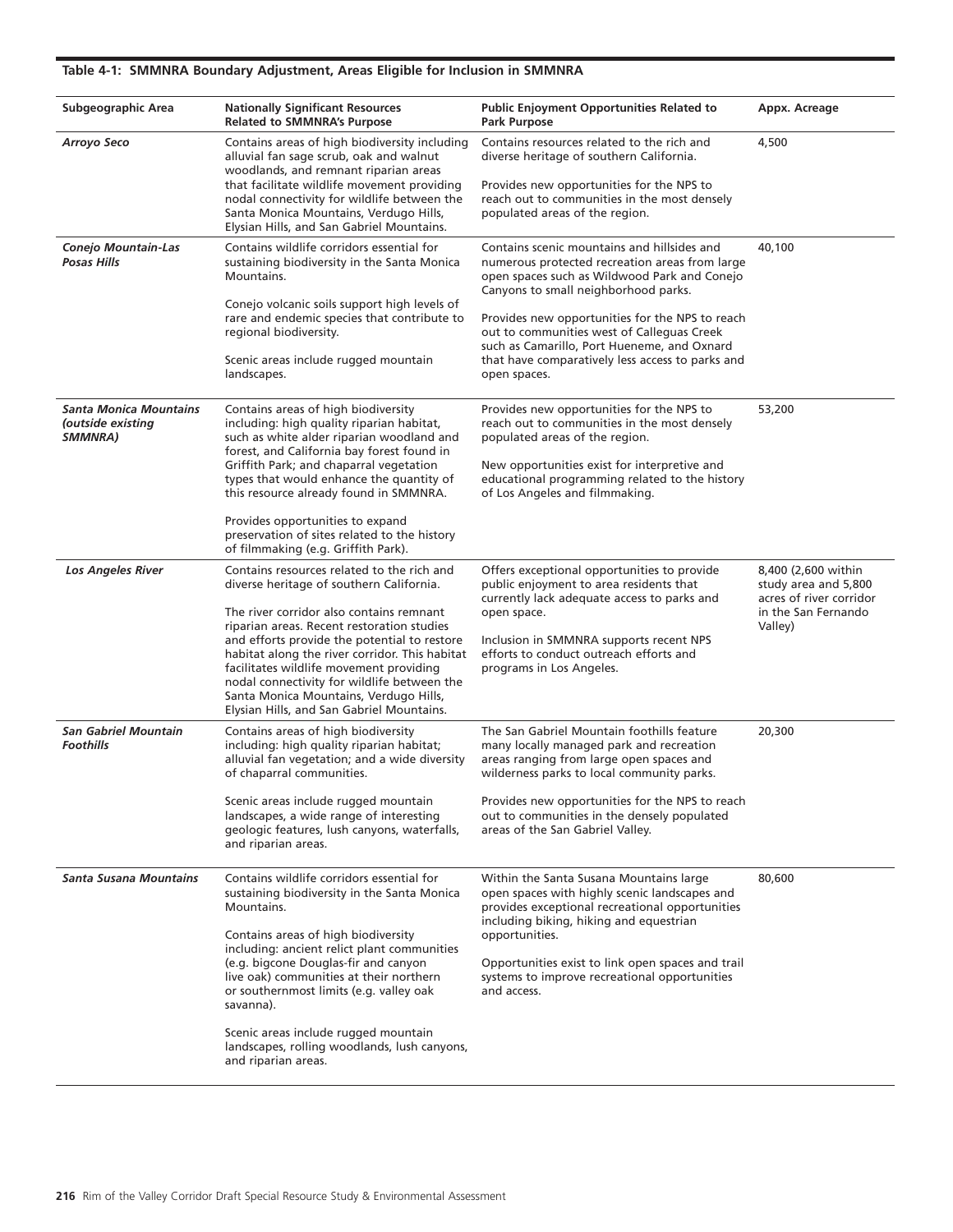**Table 4-1: SMMNRA Boundary Adjustment, Areas Eligible for Inclusion in SMMNRA**

| Subgeographic Area | Nationally Significant Resources Related to SMMNRA's Purpose | Public Enjoyment Opportunities Related to Park Purpose | Appx. Acreage |
|---|---|---|---|
| ***Arroyo Seco*** | Contains areas of high biodiversity including alluvial fan sage scrub, oak and walnut woodlands, and remnant riparian areas that facilitate wildlife movement providing nodal connectivity for wildlife between the Santa Monica Mountains, Verdugo Hills, Elysian Hills, and San Gabriel Mountains. | Contains resources related to the rich and diverse heritage of southern California.<br><br>Provides new opportunities for the NPS to reach out to communities in the most densely populated areas of the region. | 4,500 |
| ***Conejo Mountain-Las Posas Hills*** | Contains wildlife corridors essential for sustaining biodiversity in the Santa Monica Mountains.<br><br>Conejo volcanic soils support high levels of rare and endemic species that contribute to regional biodiversity.<br><br>Scenic areas include rugged mountain landscapes. | Contains scenic mountains and hillsides and numerous protected recreation areas from large open spaces such as Wildwood Park and Conejo Canyons to small neighborhood parks.<br><br>Provides new opportunities for the NPS to reach out to communities west of Calleguas Creek such as Camarillo, Port Hueneme, and Oxnard that have comparatively less access to parks and open spaces. | 40,100 |
| ***Santa Monica Mountains (outside existing SMMNRA)*** | Contains areas of high biodiversity including: high quality riparian habitat, such as white alder riparian woodland and forest, and California bay forest found in Griffith Park; and chaparral vegetation types that would enhance the quantity of this resource already found in SMMNRA.<br><br>Provides opportunities to expand preservation of sites related to the history of filmmaking (e.g. Griffith Park). | Provides new opportunities for the NPS to reach out to communities in the most densely populated areas of the region.<br><br>New opportunities exist for interpretive and educational programming related to the history of Los Angeles and filmmaking. | 53,200 |
| ***Los Angeles River*** | Contains resources related to the rich and diverse heritage of southern California.<br><br>The river corridor also contains remnant riparian areas. Recent restoration studies and efforts provide the potential to restore habitat along the river corridor. This habitat facilitates wildlife movement providing nodal connectivity for wildlife between the Santa Monica Mountains, Verdugo Hills, Elysian Hills, and San Gabriel Mountains. | Offers exceptional opportunities to provide public enjoyment to area residents that currently lack adequate access to parks and open space.<br><br>Inclusion in SMMNRA supports recent NPS efforts to conduct outreach efforts and programs in Los Angeles. | 8,400 (2,600 within study area and 5,800 acres of river corridor in the San Fernando Valley) |
| ***San Gabriel Mountain Foothills*** | Contains areas of high biodiversity including: high quality riparian habitat; alluvial fan vegetation; and a wide diversity of chaparral communities.<br><br>Scenic areas include rugged mountain landscapes, a wide range of interesting geologic features, lush canyons, waterfalls, and riparian areas. | The San Gabriel Mountain foothills feature many locally managed park and recreation areas ranging from large open spaces and wilderness parks to local community parks.<br><br>Provides new opportunities for the NPS to reach out to communities in the densely populated areas of the San Gabriel Valley. | 20,300 |
| ***Santa Susana Mountains*** | Contains wildlife corridors essential for sustaining biodiversity in the Santa Monica Mountains.<br><br>Contains areas of high biodiversity including: ancient relict plant communities (e.g. bigcone Douglas-fir and canyon live oak) communities at their northern or southernmost limits (e.g. valley oak savanna).<br><br>Scenic areas include rugged mountain landscapes, rolling woodlands, lush canyons, and riparian areas. | Within the Santa Susana Mountains large open spaces with highly scenic landscapes and provides exceptional recreational opportunities including biking, hiking and equestrian opportunities.<br><br>Opportunities exist to link open spaces and trail systems to improve recreational opportunities and access. | 80,600 |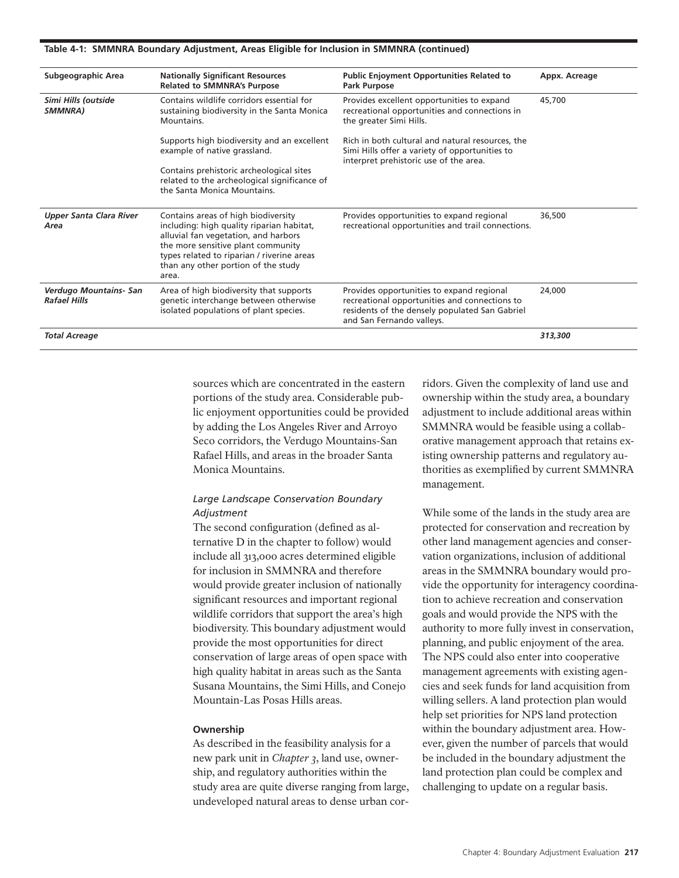**Table 4-1: SMMNRA Boundary Adjustment, Areas Eligible for Inclusion in SMMNRA (continued)**

| Subgeographic Area | Nationally Significant Resources Related to SMMNRA's Purpose | Public Enjoyment Opportunities Related to Park Purpose | Appx. Acreage |
|---|---|---|---|
| ***Simi Hills (outside SMMNRA)*** | Contains wildlife corridors essential for sustaining biodiversity in the Santa Monica Mountains.<br><br>Supports high biodiversity and an excellent example of native grassland.<br><br>Contains prehistoric archeological sites related to the archeological significance of the Santa Monica Mountains. | Provides excellent opportunities to expand recreational opportunities and connections in the greater Simi Hills.<br><br>Rich in both cultural and natural resources, the Simi Hills offer a variety of opportunities to interpret prehistoric use of the area. | 45,700 |
| ***Upper Santa Clara River Area*** | Contains areas of high biodiversity including: high quality riparian habitat, alluvial fan vegetation, and harbors the more sensitive plant community types related to riparian / riverine areas than any other portion of the study area. | Provides opportunities to expand regional recreational opportunities and trail connections. | 36,500 |
| ***Verdugo Mountains- San Rafael Hills*** | Area of high biodiversity that supports genetic interchange between otherwise isolated populations of plant species. | Provides opportunities to expand regional recreational opportunities and connections to residents of the densely populated San Gabriel and San Fernando valleys. | 24,000 |
| ***Total Acreage*** | | | ***313,300*** |

sources which are concentrated in the eastern portions of the study area. Considerable public enjoyment opportunities could be provided by adding the Los Angeles River and Arroyo Seco corridors, the Verdugo Mountains-San Rafael Hills, and areas in the broader Santa Monica Mountains.

*Large Landscape Conservation Boundary Adjustment*

The second configuration (defined as alternative D in the chapter to follow) would include all 313,000 acres determined eligible for inclusion in SMMNRA and therefore would provide greater inclusion of nationally significant resources and important regional wildlife corridors that support the area's high biodiversity. This boundary adjustment would provide the most opportunities for direct conservation of large areas of open space with high quality habitat in areas such as the Santa Susana Mountains, the Simi Hills, and Conejo Mountain-Las Posas Hills areas.

**Ownership**

As described in the feasibility analysis for a new park unit in *Chapter 3*, land use, ownership, and regulatory authorities within the study area are quite diverse ranging from large, undeveloped natural areas to dense urban corridors. Given the complexity of land use and ownership within the study area, a boundary adjustment to include additional areas within SMMNRA would be feasible using a collaborative management approach that retains existing ownership patterns and regulatory authorities as exemplified by current SMMNRA management.

While some of the lands in the study area are protected for conservation and recreation by other land management agencies and conservation organizations, inclusion of additional areas in the SMMNRA boundary would provide the opportunity for interagency coordination to achieve recreation and conservation goals and would provide the NPS with the authority to more fully invest in conservation, planning, and public enjoyment of the area. The NPS could also enter into cooperative management agreements with existing agencies and seek funds for land acquisition from willing sellers. A land protection plan would help set priorities for NPS land protection within the boundary adjustment area. However, given the number of parcels that would be included in the boundary adjustment the land protection plan could be complex and challenging to update on a regular basis.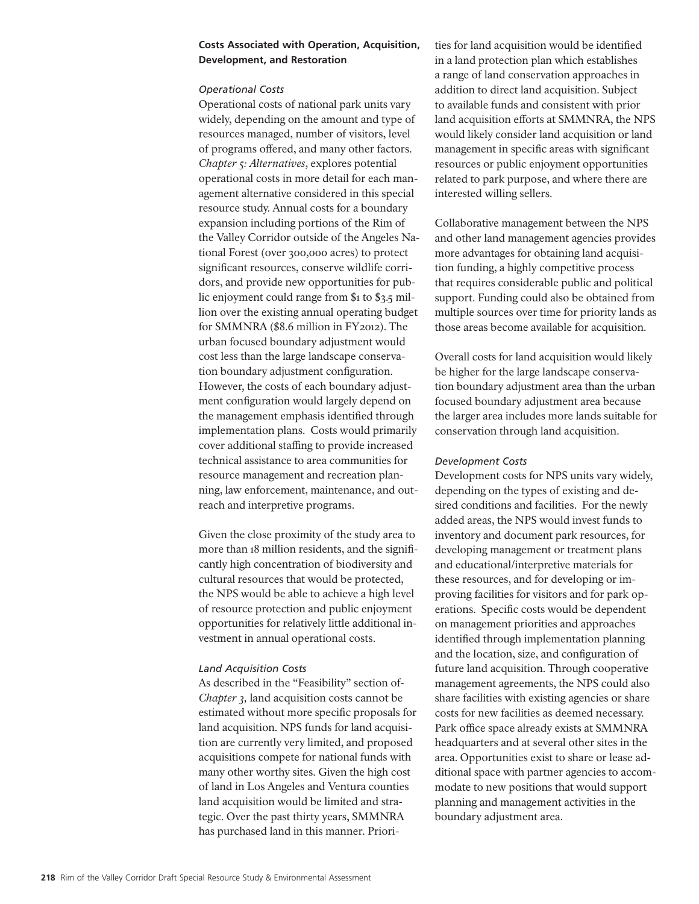### Costs Associated with Operation, Acquisition, Development, and Restoration

*Operational Costs*

Operational costs of national park units vary widely, depending on the amount and type of resources managed, number of visitors, level of programs offered, and many other factors. *Chapter 5: Alternatives*, explores potential operational costs in more detail for each management alternative considered in this special resource study. Annual costs for a boundary expansion including portions of the Rim of the Valley Corridor outside of the Angeles National Forest (over 300,000 acres) to protect significant resources, conserve wildlife corridors, and provide new opportunities for public enjoyment could range from $1 to $3.5 million over the existing annual operating budget for SMMNRA ($8.6 million in FY2012). The urban focused boundary adjustment would cost less than the large landscape conservation boundary adjustment configuration. However, the costs of each boundary adjustment configuration would largely depend on the management emphasis identified through implementation plans. Costs would primarily cover additional staffing to provide increased technical assistance to area communities for resource management and recreation planning, law enforcement, maintenance, and outreach and interpretive programs.

Given the close proximity of the study area to more than 18 million residents, and the significantly high concentration of biodiversity and cultural resources that would be protected, the NPS would be able to achieve a high level of resource protection and public enjoyment opportunities for relatively little additional investment in annual operational costs.

*Land Acquisition Costs*

As described in the "Feasibility" section of *Chapter 3*, land acquisition costs cannot be estimated without more specific proposals for land acquisition. NPS funds for land acquisition are currently very limited, and proposed acquisitions compete for national funds with many other worthy sites. Given the high cost of land in Los Angeles and Ventura counties land acquisition would be limited and strategic. Over the past thirty years, SMMNRA has purchased land in this manner. Priorities for land acquisition would be identified in a land protection plan which establishes a range of land conservation approaches in addition to direct land acquisition. Subject to available funds and consistent with prior land acquisition efforts at SMMNRA, the NPS would likely consider land acquisition or land management in specific areas with significant resources or public enjoyment opportunities related to park purpose, and where there are interested willing sellers.

Collaborative management between the NPS and other land management agencies provides more advantages for obtaining land acquisition funding, a highly competitive process that requires considerable public and political support. Funding could also be obtained from multiple sources over time for priority lands as those areas become available for acquisition.

Overall costs for land acquisition would likely be higher for the large landscape conservation boundary adjustment area than the urban focused boundary adjustment area because the larger area includes more lands suitable for conservation through land acquisition.

*Development Costs*

Development costs for NPS units vary widely, depending on the types of existing and desired conditions and facilities. For the newly added areas, the NPS would invest funds to inventory and document park resources, for developing management or treatment plans and educational/interpretive materials for these resources, and for developing or improving facilities for visitors and for park operations. Specific costs would be dependent on management priorities and approaches identified through implementation planning and the location, size, and configuration of future land acquisition. Through cooperative management agreements, the NPS could also share facilities with existing agencies or share costs for new facilities as deemed necessary. Park office space already exists at SMMNRA headquarters and at several other sites in the area. Opportunities exist to share or lease additional space with partner agencies to accommodate to new positions that would support planning and management activities in the boundary adjustment area.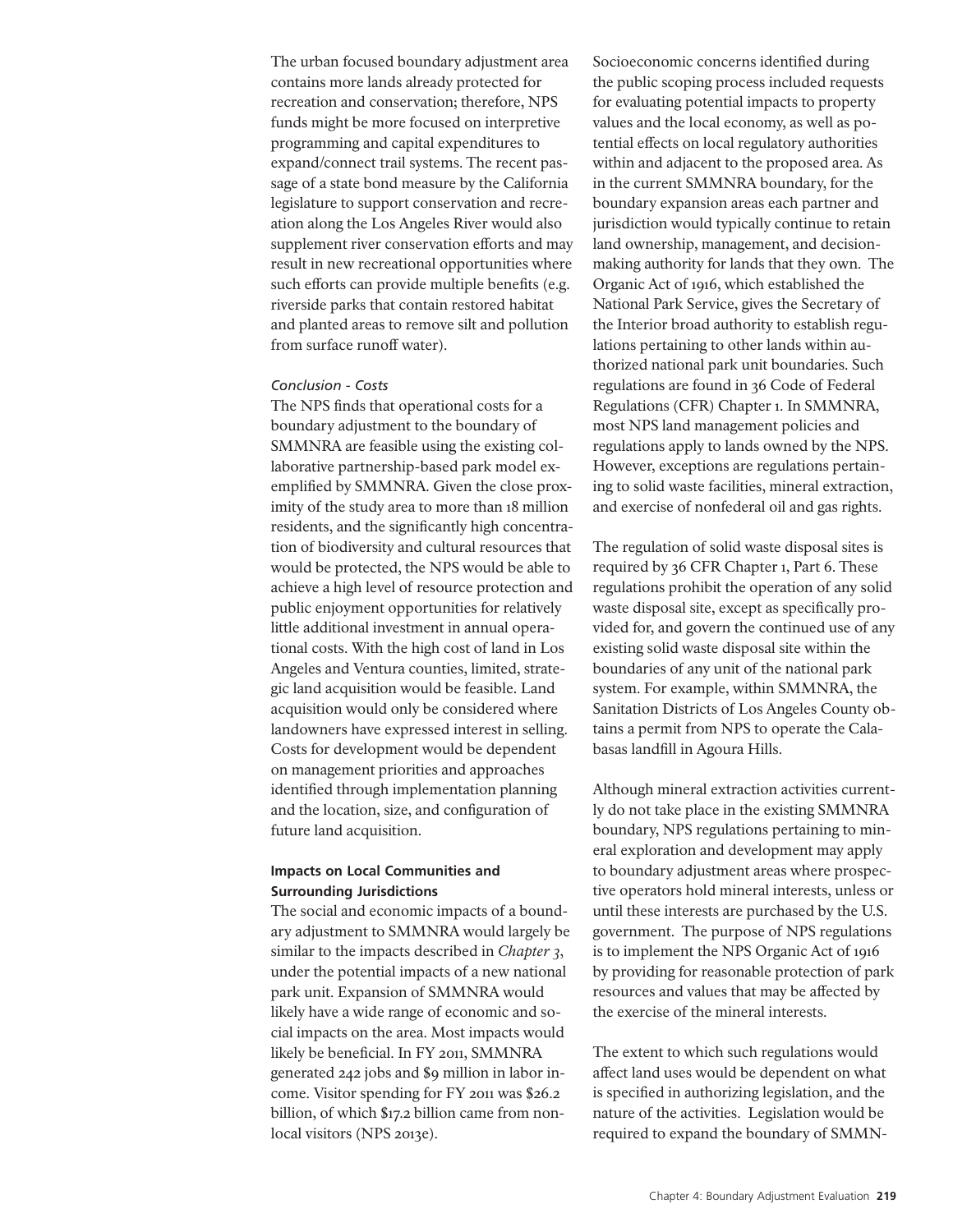The urban focused boundary adjustment area contains more lands already protected for recreation and conservation; therefore, NPS funds might be more focused on interpretive programming and capital expenditures to expand/connect trail systems. The recent passage of a state bond measure by the California legislature to support conservation and recreation along the Los Angeles River would also supplement river conservation efforts and may result in new recreational opportunities where such efforts can provide multiple benefits (e.g. riverside parks that contain restored habitat and planted areas to remove silt and pollution from surface runoff water).

*Conclusion - Costs*

The NPS finds that operational costs for a boundary adjustment to the boundary of SMMNRA are feasible using the existing collaborative partnership-based park model exemplified by SMMNRA. Given the close proximity of the study area to more than 18 million residents, and the significantly high concentration of biodiversity and cultural resources that would be protected, the NPS would be able to achieve a high level of resource protection and public enjoyment opportunities for relatively little additional investment in annual operational costs. With the high cost of land in Los Angeles and Ventura counties, limited, strategic land acquisition would be feasible. Land acquisition would only be considered where landowners have expressed interest in selling. Costs for development would be dependent on management priorities and approaches identified through implementation planning and the location, size, and configuration of future land acquisition.

#### Impacts on Local Communities and Surrounding Jurisdictions

The social and economic impacts of a boundary adjustment to SMMNRA would largely be similar to the impacts described in *Chapter 3*, under the potential impacts of a new national park unit. Expansion of SMMNRA would likely have a wide range of economic and social impacts on the area. Most impacts would likely be beneficial. In FY 2011, SMMNRA generated 242 jobs and $9 million in labor income. Visitor spending for FY 2011 was $26.2 billion, of which $17.2 billion came from nonlocal visitors (NPS 2013e).

Socioeconomic concerns identified during the public scoping process included requests for evaluating potential impacts to property values and the local economy, as well as potential effects on local regulatory authorities within and adjacent to the proposed area. As in the current SMMNRA boundary, for the boundary expansion areas each partner and jurisdiction would typically continue to retain land ownership, management, and decision-making authority for lands that they own. The Organic Act of 1916, which established the National Park Service, gives the Secretary of the Interior broad authority to establish regulations pertaining to other lands within authorized national park unit boundaries. Such regulations are found in 36 Code of Federal Regulations (CFR) Chapter 1. In SMMNRA, most NPS land management policies and regulations apply to lands owned by the NPS. However, exceptions are regulations pertaining to solid waste facilities, mineral extraction, and exercise of nonfederal oil and gas rights.

The regulation of solid waste disposal sites is required by 36 CFR Chapter 1, Part 6. These regulations prohibit the operation of any solid waste disposal site, except as specifically provided for, and govern the continued use of any existing solid waste disposal site within the boundaries of any unit of the national park system. For example, within SMMNRA, the Sanitation Districts of Los Angeles County obtains a permit from NPS to operate the Calabasas landfill in Agoura Hills.

Although mineral extraction activities currently do not take place in the existing SMMNRA boundary, NPS regulations pertaining to mineral exploration and development may apply to boundary adjustment areas where prospective operators hold mineral interests, unless or until these interests are purchased by the U.S. government. The purpose of NPS regulations is to implement the NPS Organic Act of 1916 by providing for reasonable protection of park resources and values that may be affected by the exercise of the mineral interests.

The extent to which such regulations would affect land uses would be dependent on what is specified in authorizing legislation, and the nature of the activities. Legislation would be required to expand the boundary of SMMN-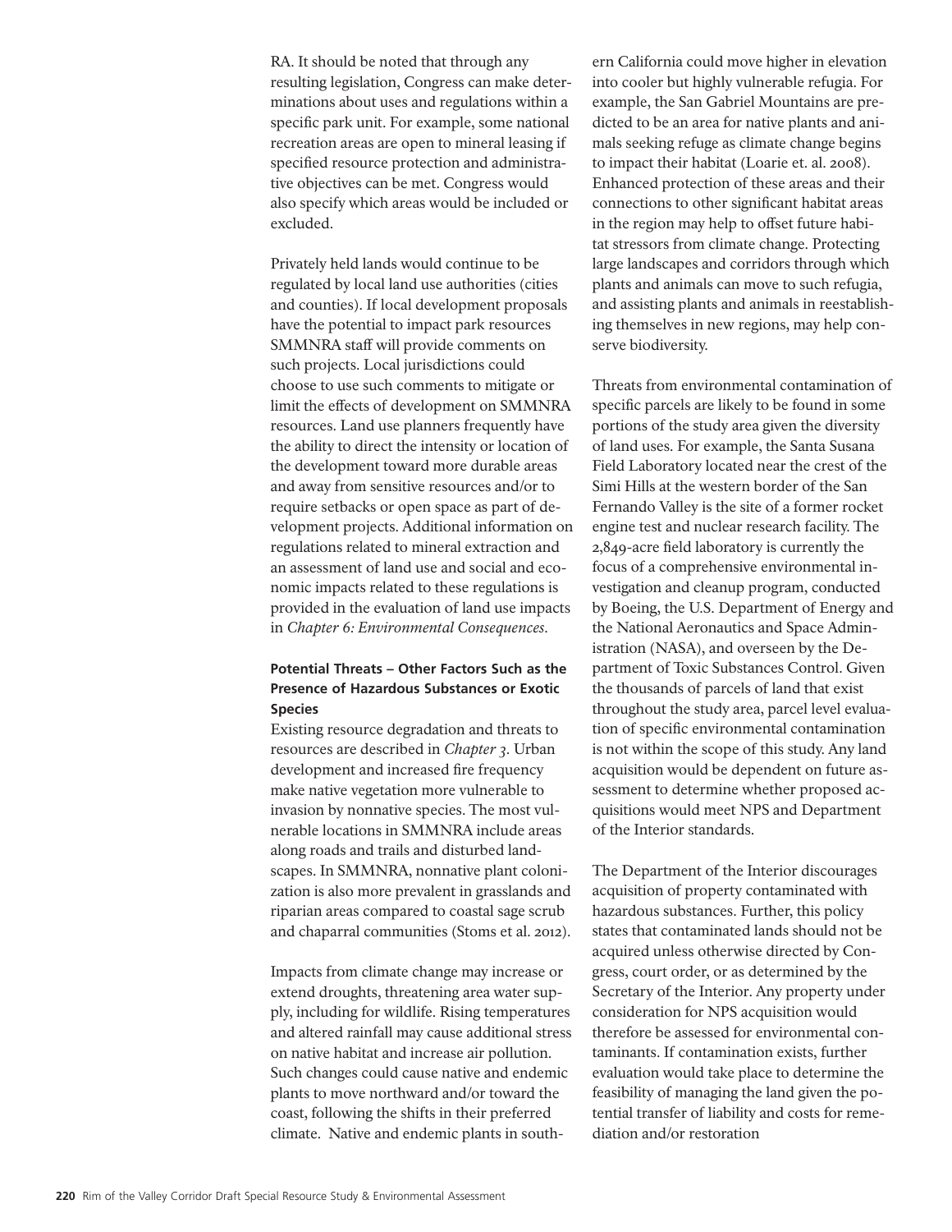RA. It should be noted that through any resulting legislation, Congress can make determinations about uses and regulations within a specific park unit. For example, some national recreation areas are open to mineral leasing if specified resource protection and administrative objectives can be met. Congress would also specify which areas would be included or excluded.

Privately held lands would continue to be regulated by local land use authorities (cities and counties). If local development proposals have the potential to impact park resources SMMNRA staff will provide comments on such projects. Local jurisdictions could choose to use such comments to mitigate or limit the effects of development on SMMNRA resources. Land use planners frequently have the ability to direct the intensity or location of the development toward more durable areas and away from sensitive resources and/or to require setbacks or open space as part of development projects. Additional information on regulations related to mineral extraction and an assessment of land use and social and economic impacts related to these regulations is provided in the evaluation of land use impacts in *Chapter 6: Environmental Consequences*.

#### Potential Threats – Other Factors Such as the Presence of Hazardous Substances or Exotic Species

Existing resource degradation and threats to resources are described in *Chapter 3*. Urban development and increased fire frequency make native vegetation more vulnerable to invasion by nonnative species. The most vulnerable locations in SMMNRA include areas along roads and trails and disturbed landscapes. In SMMNRA, nonnative plant colonization is also more prevalent in grasslands and riparian areas compared to coastal sage scrub and chaparral communities (Stoms et al. 2012).

Impacts from climate change may increase or extend droughts, threatening area water supply, including for wildlife. Rising temperatures and altered rainfall may cause additional stress on native habitat and increase air pollution. Such changes could cause native and endemic plants to move northward and/or toward the coast, following the shifts in their preferred climate. Native and endemic plants in southern California could move higher in elevation into cooler but highly vulnerable refugia. For example, the San Gabriel Mountains are predicted to be an area for native plants and animals seeking refuge as climate change begins to impact their habitat (Loarie et. al. 2008). Enhanced protection of these areas and their connections to other significant habitat areas in the region may help to offset future habitat stressors from climate change. Protecting large landscapes and corridors through which plants and animals can move to such refugia, and assisting plants and animals in reestablishing themselves in new regions, may help conserve biodiversity.

Threats from environmental contamination of specific parcels are likely to be found in some portions of the study area given the diversity of land uses. For example, the Santa Susana Field Laboratory located near the crest of the Simi Hills at the western border of the San Fernando Valley is the site of a former rocket engine test and nuclear research facility. The 2,849-acre field laboratory is currently the focus of a comprehensive environmental investigation and cleanup program, conducted by Boeing, the U.S. Department of Energy and the National Aeronautics and Space Administration (NASA), and overseen by the Department of Toxic Substances Control. Given the thousands of parcels of land that exist throughout the study area, parcel level evaluation of specific environmental contamination is not within the scope of this study. Any land acquisition would be dependent on future assessment to determine whether proposed acquisitions would meet NPS and Department of the Interior standards.

The Department of the Interior discourages acquisition of property contaminated with hazardous substances. Further, this policy states that contaminated lands should not be acquired unless otherwise directed by Congress, court order, or as determined by the Secretary of the Interior. Any property under consideration for NPS acquisition would therefore be assessed for environmental contaminants. If contamination exists, further evaluation would take place to determine the feasibility of managing the land given the potential transfer of liability and costs for remediation and/or restoration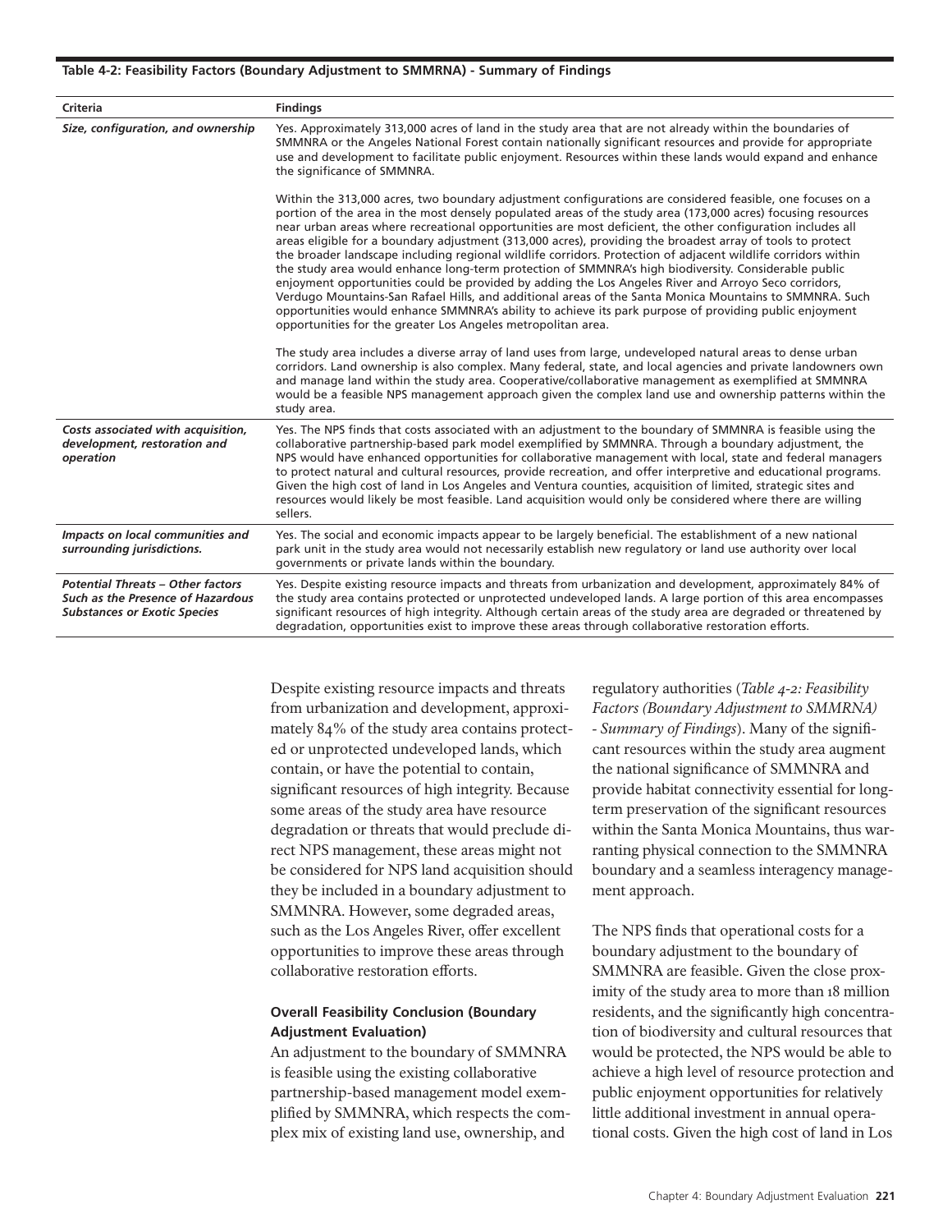**Table 4-2: Feasibility Factors (Boundary Adjustment to SMMRNA) - Summary of Findings**

| Criteria | Findings |
|---|---|
| *Size, configuration, and ownership* | Yes. Approximately 313,000 acres of land in the study area that are not already within the boundaries of SMMNRA or the Angeles National Forest contain nationally significant resources and provide for appropriate use and development to facilitate public enjoyment. Resources within these lands would expand and enhance the significance of SMMNRA.<br><br>Within the 313,000 acres, two boundary adjustment configurations are considered feasible, one focuses on a portion of the area in the most densely populated areas of the study area (173,000 acres) focusing resources near urban areas where recreational opportunities are most deficient, the other configuration includes all areas eligible for a boundary adjustment (313,000 acres), providing the broadest array of tools to protect the broader landscape including regional wildlife corridors. Protection of adjacent wildlife corridors within the study area would enhance long-term protection of SMMNRA's high biodiversity. Considerable public enjoyment opportunities could be provided by adding the Los Angeles River and Arroyo Seco corridors, Verdugo Mountains-San Rafael Hills, and additional areas of the Santa Monica Mountains to SMMNRA. Such opportunities would enhance SMMNRA's ability to achieve its park purpose of providing public enjoyment opportunities for the greater Los Angeles metropolitan area.<br><br>The study area includes a diverse array of land uses from large, undeveloped natural areas to dense urban corridors. Land ownership is also complex. Many federal, state, and local agencies and private landowners own and manage land within the study area. Cooperative/collaborative management as exemplified at SMMNRA would be a feasible NPS management approach given the complex land use and ownership patterns within the study area. |
| *Costs associated with acquisition, development, restoration and operation* | Yes. The NPS finds that costs associated with an adjustment to the boundary of SMMNRA is feasible using the collaborative partnership-based park model exemplified by SMMNRA. Through a boundary adjustment, the NPS would have enhanced opportunities for collaborative management with local, state and federal managers to protect natural and cultural resources, provide recreation, and offer interpretive and educational programs. Given the high cost of land in Los Angeles and Ventura counties, acquisition of limited, strategic sites and resources would likely be most feasible. Land acquisition would only be considered where there are willing sellers. |
| *Impacts on local communities and surrounding jurisdictions.* | Yes. The social and economic impacts appear to be largely beneficial. The establishment of a new national park unit in the study area would not necessarily establish new regulatory or land use authority over local governments or private lands within the boundary. |
| *Potential Threats – Other factors Such as the Presence of Hazardous Substances or Exotic Species* | Yes. Despite existing resource impacts and threats from urbanization and development, approximately 84% of the study area contains protected or unprotected undeveloped lands. A large portion of this area encompasses significant resources of high integrity. Although certain areas of the study area are degraded or threatened by degradation, opportunities exist to improve these areas through collaborative restoration efforts. |

Despite existing resource impacts and threats from urbanization and development, approximately 84% of the study area contains protected or unprotected undeveloped lands, which contain, or have the potential to contain, significant resources of high integrity. Because some areas of the study area have resource degradation or threats that would preclude direct NPS management, these areas might not be considered for NPS land acquisition should they be included in a boundary adjustment to SMMNRA. However, some degraded areas, such as the Los Angeles River, offer excellent opportunities to improve these areas through collaborative restoration efforts.

### Overall Feasibility Conclusion (Boundary Adjustment Evaluation)

An adjustment to the boundary of SMMNRA is feasible using the existing collaborative partnership-based management model exemplified by SMMNRA, which respects the complex mix of existing land use, ownership, and regulatory authorities (*Table 4-2: Feasibility Factors (Boundary Adjustment to SMMRNA) - Summary of Findings*). Many of the significant resources within the study area augment the national significance of SMMNRA and provide habitat connectivity essential for long-term preservation of the significant resources within the Santa Monica Mountains, thus warranting physical connection to the SMMNRA boundary and a seamless interagency management approach.

The NPS finds that operational costs for a boundary adjustment to the boundary of SMMNRA are feasible. Given the close proximity of the study area to more than 18 million residents, and the significantly high concentration of biodiversity and cultural resources that would be protected, the NPS would be able to achieve a high level of resource protection and public enjoyment opportunities for relatively little additional investment in annual operational costs. Given the high cost of land in Los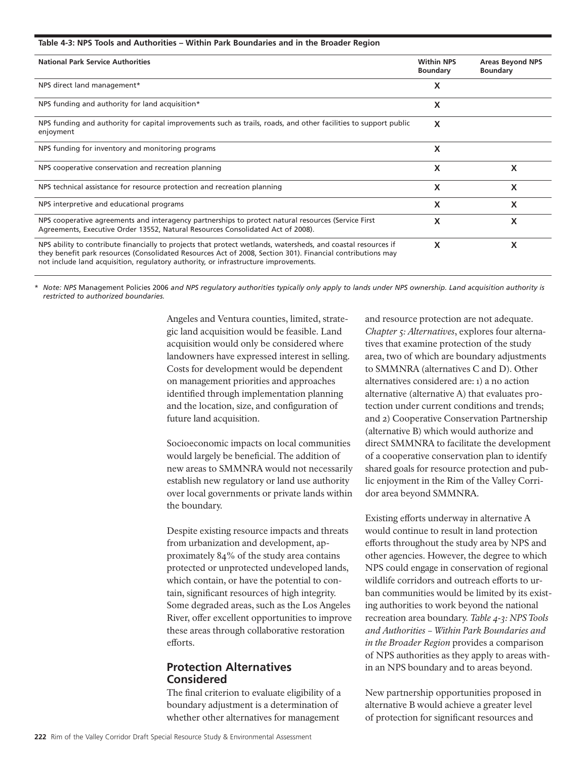**Table 4-3: NPS Tools and Authorities – Within Park Boundaries and in the Broader Region**

| National Park Service Authorities | Within NPS Boundary | Areas Beyond NPS Boundary |
|---|---|---|
| NPS direct land management* | X | |
| NPS funding and authority for land acquisition* | X | |
| NPS funding and authority for capital improvements such as trails, roads, and other facilities to support public enjoyment | X | |
| NPS funding for inventory and monitoring programs | X | |
| NPS cooperative conservation and recreation planning | X | X |
| NPS technical assistance for resource protection and recreation planning | X | X |
| NPS interpretive and educational programs | X | X |
| NPS cooperative agreements and interagency partnerships to protect natural resources (Service First Agreements, Executive Order 13552, Natural Resources Consolidated Act of 2008). | X | X |
| NPS ability to contribute financially to projects that protect wetlands, watersheds, and coastal resources if they benefit park resources (Consolidated Resources Act of 2008, Section 301). Financial contributions may not include land acquisition, regulatory authority, or infrastructure improvements. | X | X |

\* *Note: NPS* Management Policies 2006 *and NPS regulatory authorities typically only apply to lands under NPS ownership. Land acquisition authority is restricted to authorized boundaries.*

Angeles and Ventura counties, limited, strategic land acquisition would be feasible. Land acquisition would only be considered where landowners have expressed interest in selling. Costs for development would be dependent on management priorities and approaches identified through implementation planning and the location, size, and configuration of future land acquisition.

Socioeconomic impacts on local communities would largely be beneficial. The addition of new areas to SMMNRA would not necessarily establish new regulatory or land use authority over local governments or private lands within the boundary.

Despite existing resource impacts and threats from urbanization and development, approximately 84% of the study area contains protected or unprotected undeveloped lands, which contain, or have the potential to contain, significant resources of high integrity. Some degraded areas, such as the Los Angeles River, offer excellent opportunities to improve these areas through collaborative restoration efforts.

## Protection Alternatives Considered

The final criterion to evaluate eligibility of a boundary adjustment is a determination of whether other alternatives for management and resource protection are not adequate. *Chapter 5: Alternatives*, explores four alternatives that examine protection of the study area, two of which are boundary adjustments to SMMNRA (alternatives C and D). Other alternatives considered are: 1) a no action alternative (alternative A) that evaluates protection under current conditions and trends; and 2) Cooperative Conservation Partnership (alternative B) which would authorize and direct SMMNRA to facilitate the development of a cooperative conservation plan to identify shared goals for resource protection and public enjoyment in the Rim of the Valley Corridor area beyond SMMNRA.

Existing efforts underway in alternative A would continue to result in land protection efforts throughout the study area by NPS and other agencies. However, the degree to which NPS could engage in conservation of regional wildlife corridors and outreach efforts to urban communities would be limited by its existing authorities to work beyond the national recreation area boundary. *Table 4-3: NPS Tools and Authorities – Within Park Boundaries and in the Broader Region* provides a comparison of NPS authorities as they apply to areas within an NPS boundary and to areas beyond.

New partnership opportunities proposed in alternative B would achieve a greater level of protection for significant resources and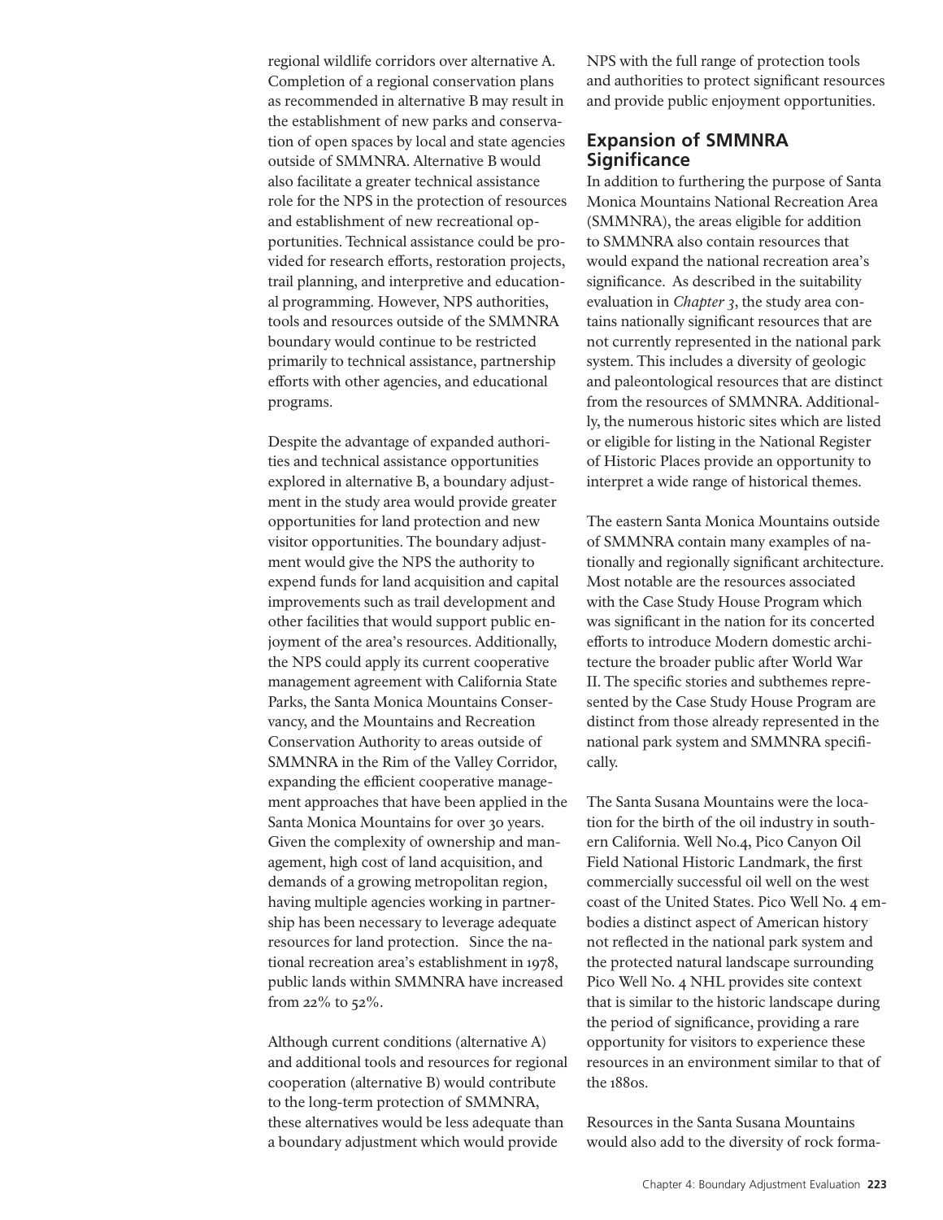regional wildlife corridors over alternative A. Completion of a regional conservation plans as recommended in alternative B may result in the establishment of new parks and conservation of open spaces by local and state agencies outside of SMMNRA. Alternative B would also facilitate a greater technical assistance role for the NPS in the protection of resources and establishment of new recreational opportunities. Technical assistance could be provided for research efforts, restoration projects, trail planning, and interpretive and educational programming. However, NPS authorities, tools and resources outside of the SMMNRA boundary would continue to be restricted primarily to technical assistance, partnership efforts with other agencies, and educational programs.

Despite the advantage of expanded authorities and technical assistance opportunities explored in alternative B, a boundary adjustment in the study area would provide greater opportunities for land protection and new visitor opportunities. The boundary adjustment would give the NPS the authority to expend funds for land acquisition and capital improvements such as trail development and other facilities that would support public enjoyment of the area's resources. Additionally, the NPS could apply its current cooperative management agreement with California State Parks, the Santa Monica Mountains Conservancy, and the Mountains and Recreation Conservation Authority to areas outside of SMMNRA in the Rim of the Valley Corridor, expanding the efficient cooperative management approaches that have been applied in the Santa Monica Mountains for over 30 years. Given the complexity of ownership and management, high cost of land acquisition, and demands of a growing metropolitan region, having multiple agencies working in partnership has been necessary to leverage adequate resources for land protection. Since the national recreation area's establishment in 1978, public lands within SMMNRA have increased from 22% to 52%.

Although current conditions (alternative A) and additional tools and resources for regional cooperation (alternative B) would contribute to the long-term protection of SMMNRA, these alternatives would be less adequate than a boundary adjustment which would provide NPS with the full range of protection tools and authorities to protect significant resources and provide public enjoyment opportunities.

## Expansion of SMMNRA Significance

In addition to furthering the purpose of Santa Monica Mountains National Recreation Area (SMMNRA), the areas eligible for addition to SMMNRA also contain resources that would expand the national recreation area's significance. As described in the suitability evaluation in *Chapter 3*, the study area contains nationally significant resources that are not currently represented in the national park system. This includes a diversity of geologic and paleontological resources that are distinct from the resources of SMMNRA. Additionally, the numerous historic sites which are listed or eligible for listing in the National Register of Historic Places provide an opportunity to interpret a wide range of historical themes.

The eastern Santa Monica Mountains outside of SMMNRA contain many examples of nationally and regionally significant architecture. Most notable are the resources associated with the Case Study House Program which was significant in the nation for its concerted efforts to introduce Modern domestic architecture the broader public after World War II. The specific stories and subthemes represented by the Case Study House Program are distinct from those already represented in the national park system and SMMNRA specifically.

The Santa Susana Mountains were the location for the birth of the oil industry in southern California. Well No.4, Pico Canyon Oil Field National Historic Landmark, the first commercially successful oil well on the west coast of the United States. Pico Well No. 4 embodies a distinct aspect of American history not reflected in the national park system and the protected natural landscape surrounding Pico Well No. 4 NHL provides site context that is similar to the historic landscape during the period of significance, providing a rare opportunity for visitors to experience these resources in an environment similar to that of the 1880s.

Resources in the Santa Susana Mountains would also add to the diversity of rock forma-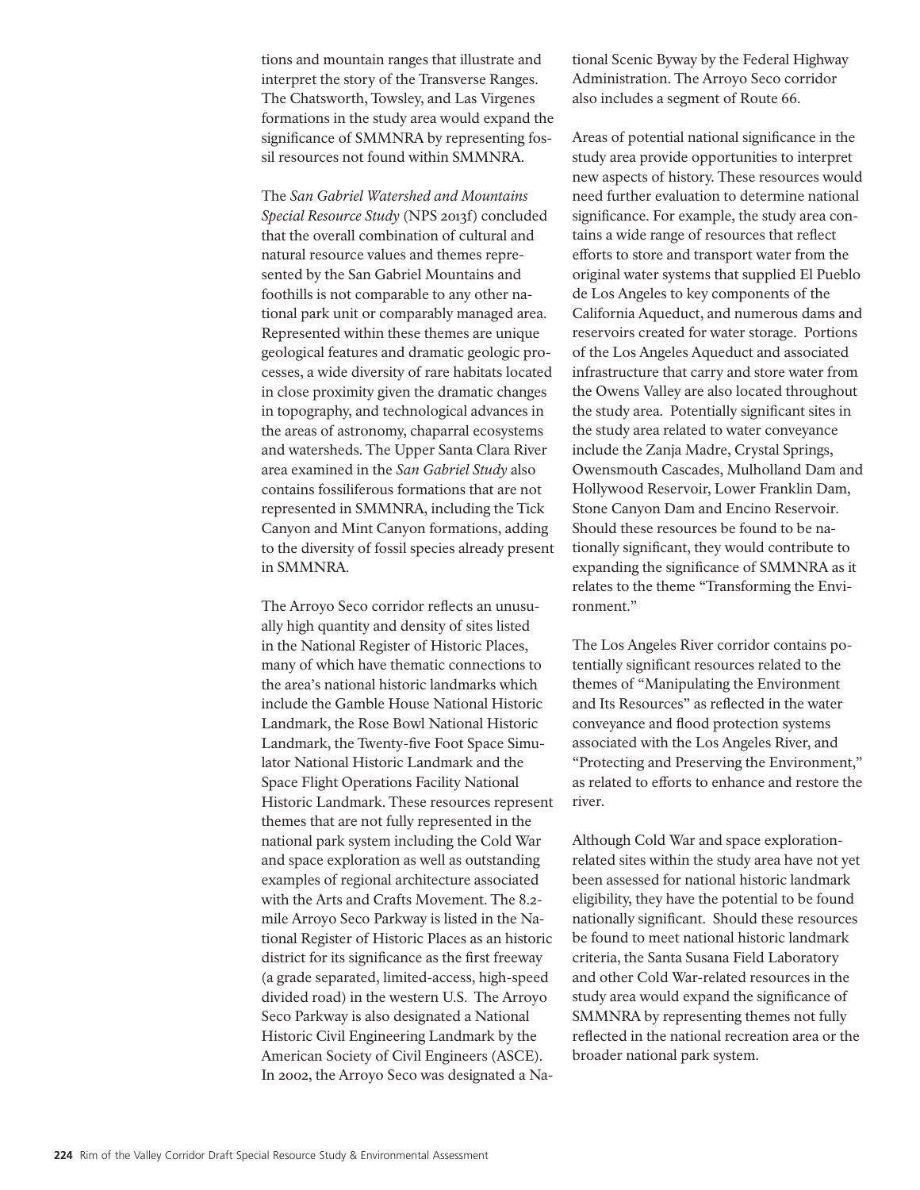tions and mountain ranges that illustrate and interpret the story of the Transverse Ranges. The Chatsworth, Towsley, and Las Virgenes formations in the study area would expand the significance of SMMNRA by representing fossil resources not found within SMMNRA.

The *San Gabriel Watershed and Mountains Special Resource Study* (NPS 2013f) concluded that the overall combination of cultural and natural resource values and themes represented by the San Gabriel Mountains and foothills is not comparable to any other national park unit or comparably managed area. Represented within these themes are unique geological features and dramatic geologic processes, a wide diversity of rare habitats located in close proximity given the dramatic changes in topography, and technological advances in the areas of astronomy, chaparral ecosystems and watersheds. The Upper Santa Clara River area examined in the *San Gabriel Study* also contains fossiliferous formations that are not represented in SMMNRA, including the Tick Canyon and Mint Canyon formations, adding to the diversity of fossil species already present in SMMNRA.

The Arroyo Seco corridor reflects an unusually high quantity and density of sites listed in the National Register of Historic Places, many of which have thematic connections to the area's national historic landmarks which include the Gamble House National Historic Landmark, the Rose Bowl National Historic Landmark, the Twenty-five Foot Space Simulator National Historic Landmark and the Space Flight Operations Facility National Historic Landmark. These resources represent themes that are not fully represented in the national park system including the Cold War and space exploration as well as outstanding examples of regional architecture associated with the Arts and Crafts Movement. The 8.2-mile Arroyo Seco Parkway is listed in the National Register of Historic Places as an historic district for its significance as the first freeway (a grade separated, limited-access, high-speed divided road) in the western U.S. The Arroyo Seco Parkway is also designated a National Historic Civil Engineering Landmark by the American Society of Civil Engineers (ASCE). In 2002, the Arroyo Seco was designated a National Scenic Byway by the Federal Highway Administration. The Arroyo Seco corridor also includes a segment of Route 66.

Areas of potential national significance in the study area provide opportunities to interpret new aspects of history. These resources would need further evaluation to determine national significance. For example, the study area contains a wide range of resources that reflect efforts to store and transport water from the original water systems that supplied El Pueblo de Los Angeles to key components of the California Aqueduct, and numerous dams and reservoirs created for water storage. Portions of the Los Angeles Aqueduct and associated infrastructure that carry and store water from the Owens Valley are also located throughout the study area. Potentially significant sites in the study area related to water conveyance include the Zanja Madre, Crystal Springs, Owensmouth Cascades, Mulholland Dam and Hollywood Reservoir, Lower Franklin Dam, Stone Canyon Dam and Encino Reservoir. Should these resources be found to be nationally significant, they would contribute to expanding the significance of SMMNRA as it relates to the theme "Transforming the Environment."

The Los Angeles River corridor contains potentially significant resources related to the themes of "Manipulating the Environment and Its Resources" as reflected in the water conveyance and flood protection systems associated with the Los Angeles River, and "Protecting and Preserving the Environment," as related to efforts to enhance and restore the river.

Although Cold War and space exploration-related sites within the study area have not yet been assessed for national historic landmark eligibility, they have the potential to be found nationally significant. Should these resources be found to meet national historic landmark criteria, the Santa Susana Field Laboratory and other Cold War-related resources in the study area would expand the significance of SMMNRA by representing themes not fully reflected in the national recreation area or the broader national park system.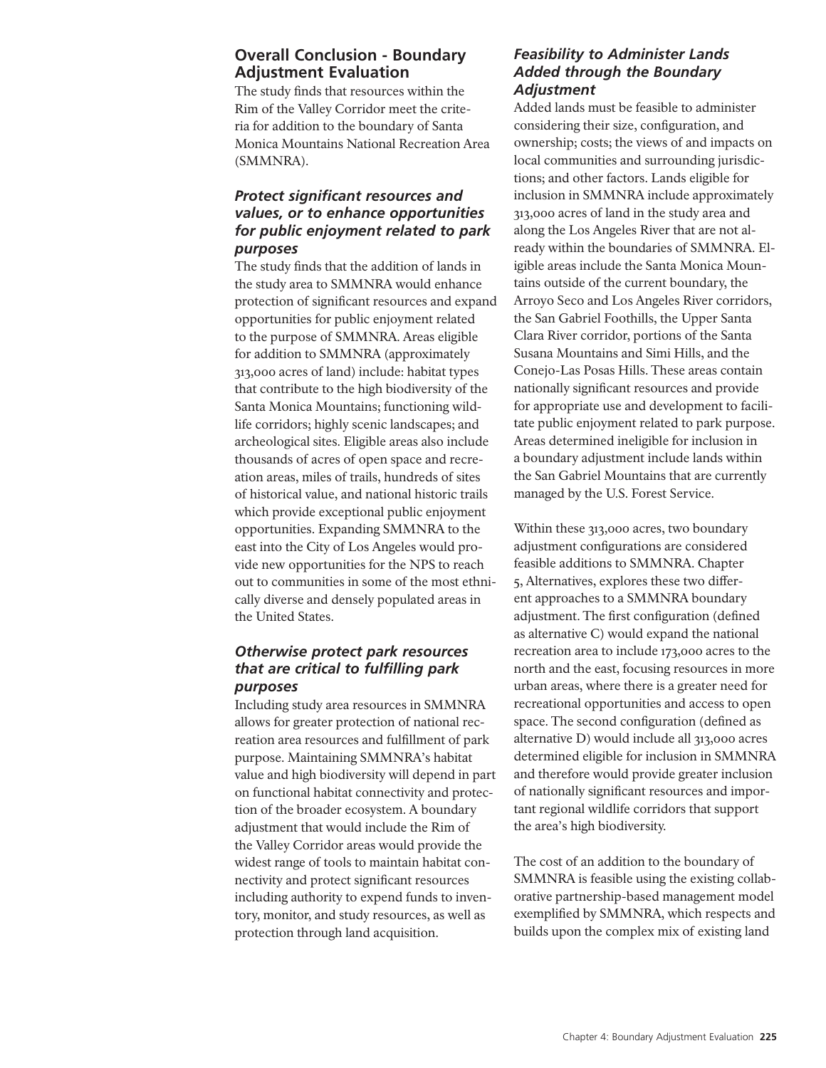## Overall Conclusion - Boundary Adjustment Evaluation

The study finds that resources within the Rim of the Valley Corridor meet the criteria for addition to the boundary of Santa Monica Mountains National Recreation Area (SMMNRA).

### *Protect significant resources and values, or to enhance opportunities for public enjoyment related to park purposes*

The study finds that the addition of lands in the study area to SMMNRA would enhance protection of significant resources and expand opportunities for public enjoyment related to the purpose of SMMNRA. Areas eligible for addition to SMMNRA (approximately 313,000 acres of land) include: habitat types that contribute to the high biodiversity of the Santa Monica Mountains; functioning wildlife corridors; highly scenic landscapes; and archeological sites. Eligible areas also include thousands of acres of open space and recreation areas, miles of trails, hundreds of sites of historical value, and national historic trails which provide exceptional public enjoyment opportunities. Expanding SMMNRA to the east into the City of Los Angeles would provide new opportunities for the NPS to reach out to communities in some of the most ethnically diverse and densely populated areas in the United States.

### *Otherwise protect park resources that are critical to fulfilling park purposes*

Including study area resources in SMMNRA allows for greater protection of national recreation area resources and fulfillment of park purpose. Maintaining SMMNRA's habitat value and high biodiversity will depend in part on functional habitat connectivity and protection of the broader ecosystem. A boundary adjustment that would include the Rim of the Valley Corridor areas would provide the widest range of tools to maintain habitat connectivity and protect significant resources including authority to expend funds to inventory, monitor, and study resources, as well as protection through land acquisition.

### *Feasibility to Administer Lands Added through the Boundary Adjustment*

Added lands must be feasible to administer considering their size, configuration, and ownership; costs; the views of and impacts on local communities and surrounding jurisdictions; and other factors. Lands eligible for inclusion in SMMNRA include approximately 313,000 acres of land in the study area and along the Los Angeles River that are not already within the boundaries of SMMNRA. Eligible areas include the Santa Monica Mountains outside of the current boundary, the Arroyo Seco and Los Angeles River corridors, the San Gabriel Foothills, the Upper Santa Clara River corridor, portions of the Santa Susana Mountains and Simi Hills, and the Conejo-Las Posas Hills. These areas contain nationally significant resources and provide for appropriate use and development to facilitate public enjoyment related to park purpose. Areas determined ineligible for inclusion in a boundary adjustment include lands within the San Gabriel Mountains that are currently managed by the U.S. Forest Service.

Within these 313,000 acres, two boundary adjustment configurations are considered feasible additions to SMMNRA. Chapter 5, Alternatives, explores these two different approaches to a SMMNRA boundary adjustment. The first configuration (defined as alternative C) would expand the national recreation area to include 173,000 acres to the north and the east, focusing resources in more urban areas, where there is a greater need for recreational opportunities and access to open space. The second configuration (defined as alternative D) would include all 313,000 acres determined eligible for inclusion in SMMNRA and therefore would provide greater inclusion of nationally significant resources and important regional wildlife corridors that support the area's high biodiversity.

The cost of an addition to the boundary of SMMNRA is feasible using the existing collaborative partnership-based management model exemplified by SMMNRA, which respects and builds upon the complex mix of existing land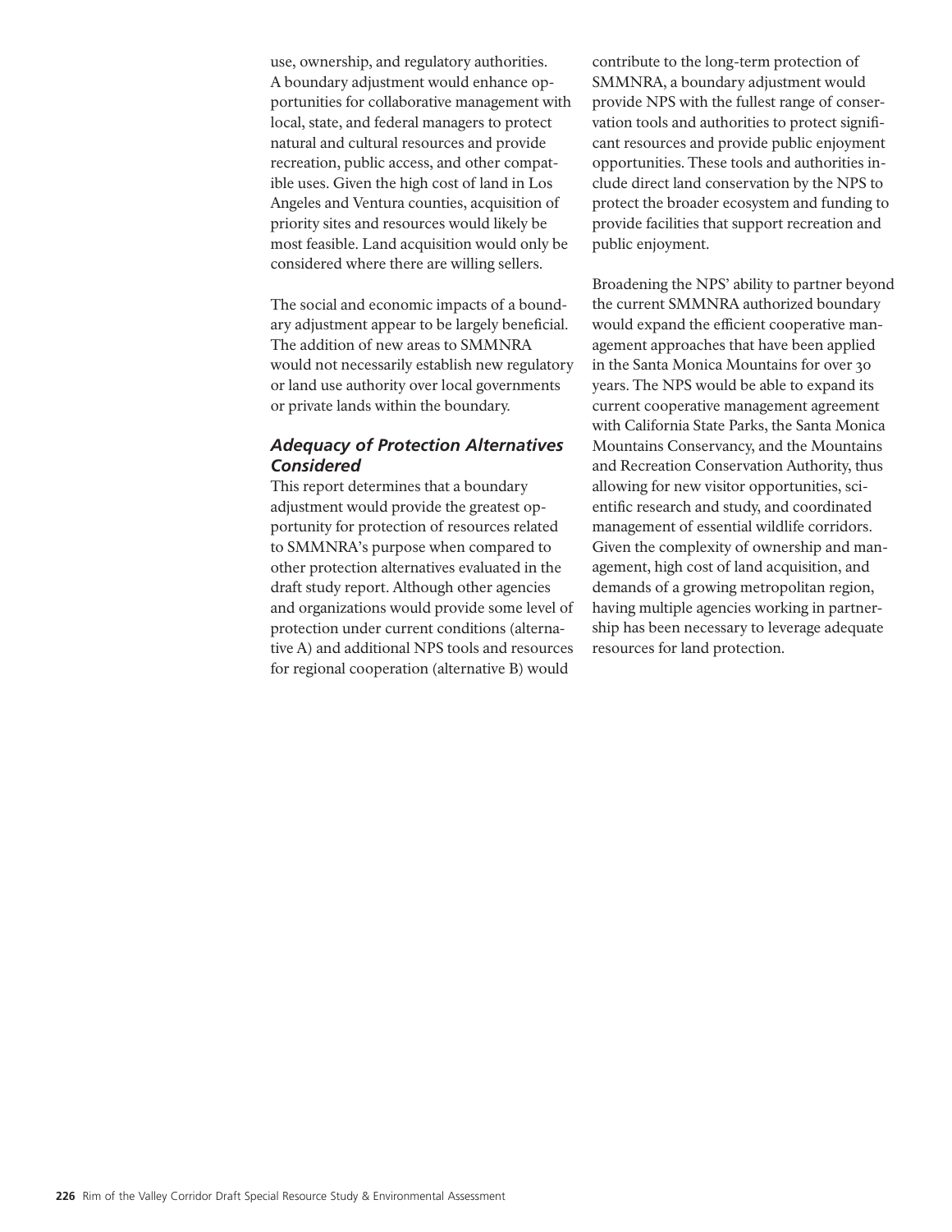use, ownership, and regulatory authorities. A boundary adjustment would enhance opportunities for collaborative management with local, state, and federal managers to protect natural and cultural resources and provide recreation, public access, and other compatible uses. Given the high cost of land in Los Angeles and Ventura counties, acquisition of priority sites and resources would likely be most feasible. Land acquisition would only be considered where there are willing sellers.

The social and economic impacts of a boundary adjustment appear to be largely beneficial. The addition of new areas to SMMNRA would not necessarily establish new regulatory or land use authority over local governments or private lands within the boundary.

### *Adequacy of Protection Alternatives Considered*

This report determines that a boundary adjustment would provide the greatest opportunity for protection of resources related to SMMNRA's purpose when compared to other protection alternatives evaluated in the draft study report. Although other agencies and organizations would provide some level of protection under current conditions (alternative A) and additional NPS tools and resources for regional cooperation (alternative B) would contribute to the long-term protection of SMMNRA, a boundary adjustment would provide NPS with the fullest range of conservation tools and authorities to protect significant resources and provide public enjoyment opportunities. These tools and authorities include direct land conservation by the NPS to protect the broader ecosystem and funding to provide facilities that support recreation and public enjoyment.

Broadening the NPS' ability to partner beyond the current SMMNRA authorized boundary would expand the efficient cooperative management approaches that have been applied in the Santa Monica Mountains for over 30 years. The NPS would be able to expand its current cooperative management agreement with California State Parks, the Santa Monica Mountains Conservancy, and the Mountains and Recreation Conservation Authority, thus allowing for new visitor opportunities, scientific research and study, and coordinated management of essential wildlife corridors. Given the complexity of ownership and management, high cost of land acquisition, and demands of a growing metropolitan region, having multiple agencies working in partnership has been necessary to leverage adequate resources for land protection.